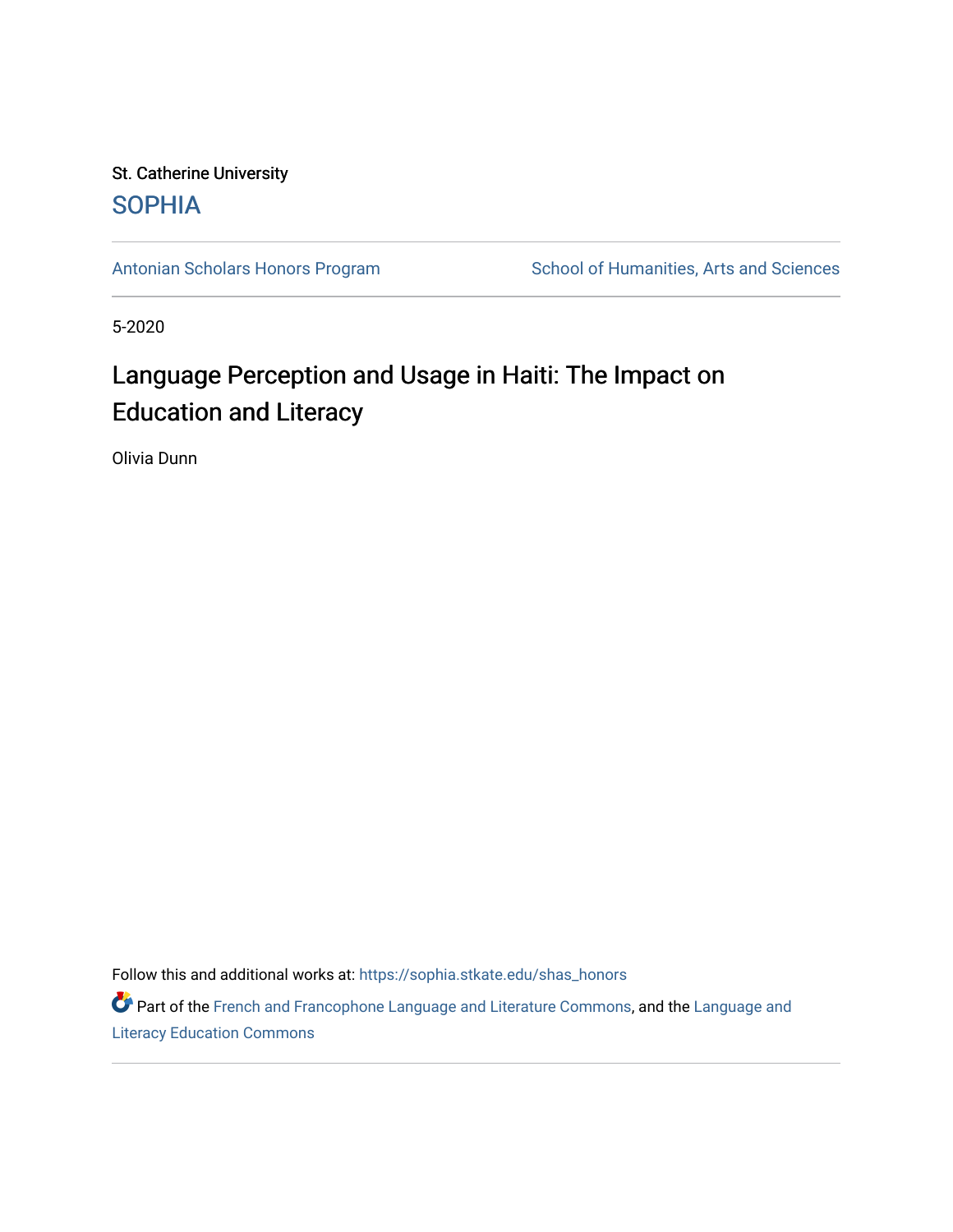St. Catherine University

SOPHIA

Antonian Scholars Honors Program | School of Humanities, Arts and Sciences

5-2020

# Language Perception and Usage in Haiti: The Impact on Education and Literacy

Olivia Dunn

Follow this and additional works at: https://sophia.stkate.edu/shas_honors

Part of the French and Francophone Language and Literature Commons, and the Language and Literacy Education Commons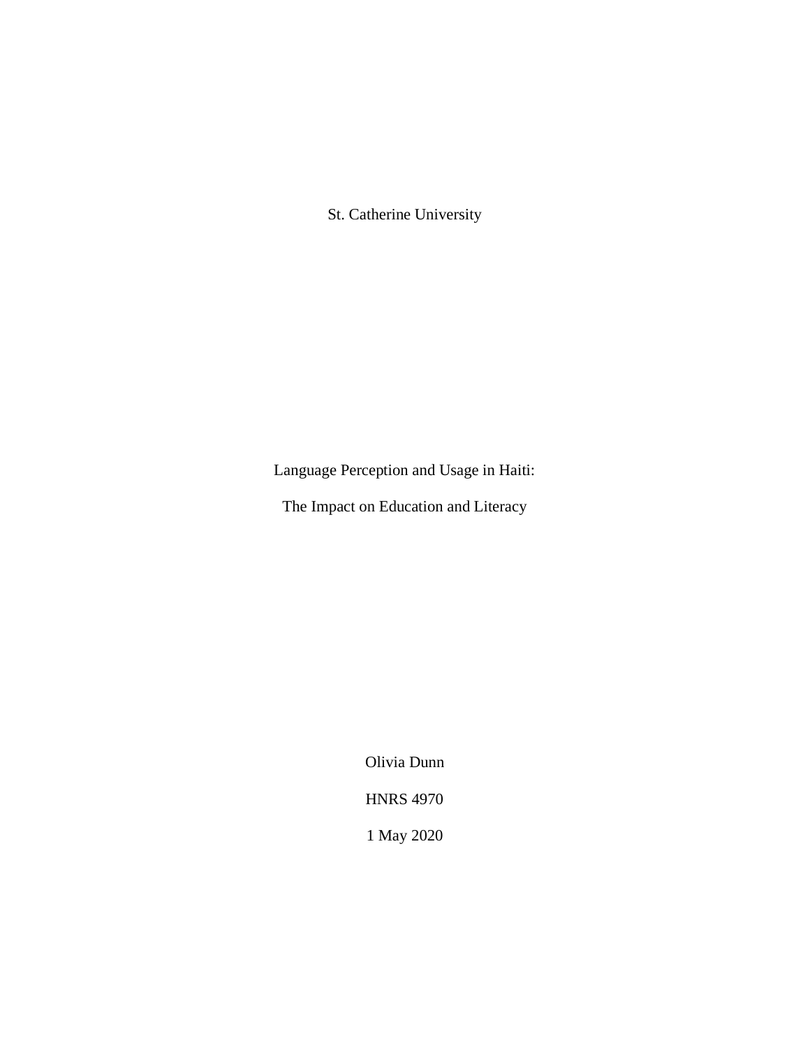St. Catherine University

Language Perception and Usage in Haiti:

The Impact on Education and Literacy

Olivia Dunn

HNRS 4970

1 May 2020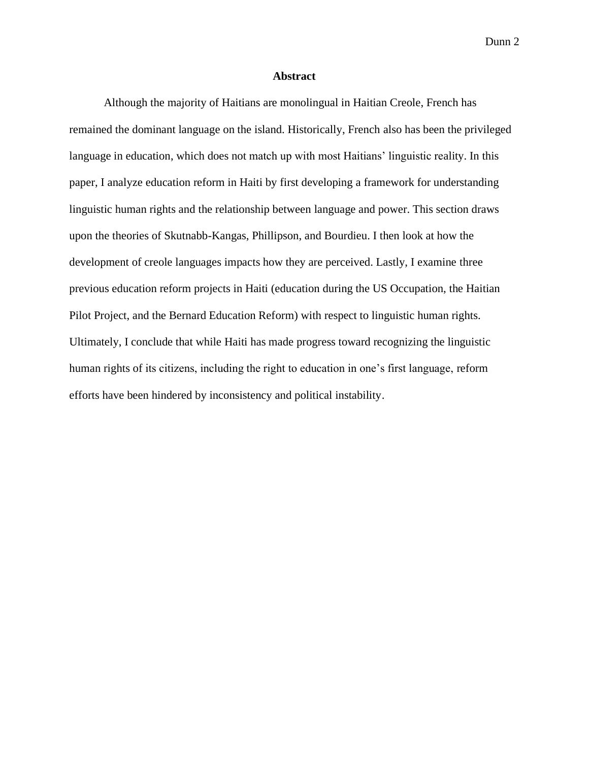## Abstract

Although the majority of Haitians are monolingual in Haitian Creole, French has remained the dominant language on the island. Historically, French also has been the privileged language in education, which does not match up with most Haitians' linguistic reality. In this paper, I analyze education reform in Haiti by first developing a framework for understanding linguistic human rights and the relationship between language and power. This section draws upon the theories of Skutnabb-Kangas, Phillipson, and Bourdieu. I then look at how the development of creole languages impacts how they are perceived. Lastly, I examine three previous education reform projects in Haiti (education during the US Occupation, the Haitian Pilot Project, and the Bernard Education Reform) with respect to linguistic human rights. Ultimately, I conclude that while Haiti has made progress toward recognizing the linguistic human rights of its citizens, including the right to education in one's first language, reform efforts have been hindered by inconsistency and political instability.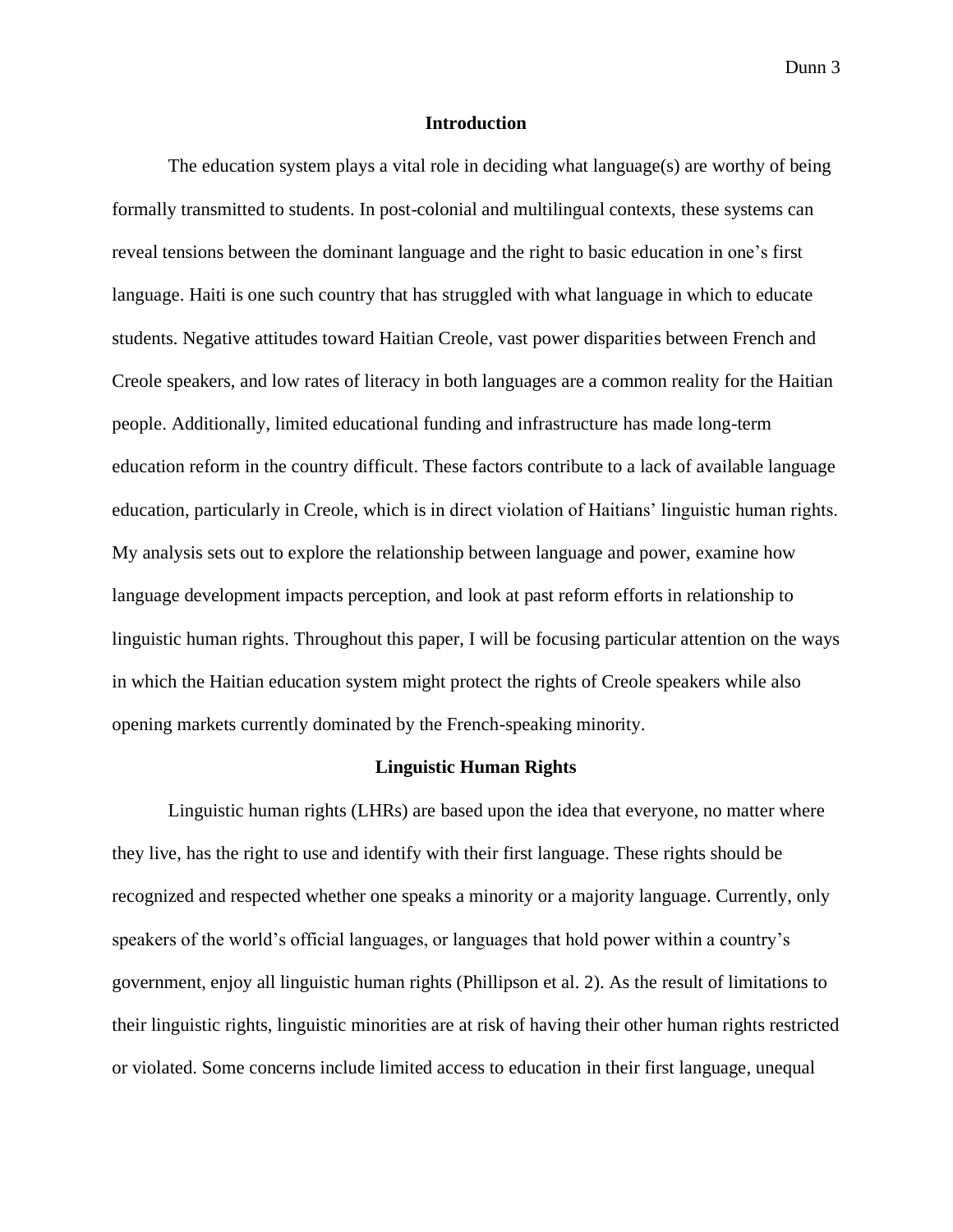## Introduction

The education system plays a vital role in deciding what language(s) are worthy of being formally transmitted to students. In post-colonial and multilingual contexts, these systems can reveal tensions between the dominant language and the right to basic education in one's first language. Haiti is one such country that has struggled with what language in which to educate students. Negative attitudes toward Haitian Creole, vast power disparities between French and Creole speakers, and low rates of literacy in both languages are a common reality for the Haitian people. Additionally, limited educational funding and infrastructure has made long-term education reform in the country difficult. These factors contribute to a lack of available language education, particularly in Creole, which is in direct violation of Haitians' linguistic human rights. My analysis sets out to explore the relationship between language and power, examine how language development impacts perception, and look at past reform efforts in relationship to linguistic human rights. Throughout this paper, I will be focusing particular attention on the ways in which the Haitian education system might protect the rights of Creole speakers while also opening markets currently dominated by the French-speaking minority.

## Linguistic Human Rights

Linguistic human rights (LHRs) are based upon the idea that everyone, no matter where they live, has the right to use and identify with their first language. These rights should be recognized and respected whether one speaks a minority or a majority language. Currently, only speakers of the world's official languages, or languages that hold power within a country's government, enjoy all linguistic human rights (Phillipson et al. 2). As the result of limitations to their linguistic rights, linguistic minorities are at risk of having their other human rights restricted or violated. Some concerns include limited access to education in their first language, unequal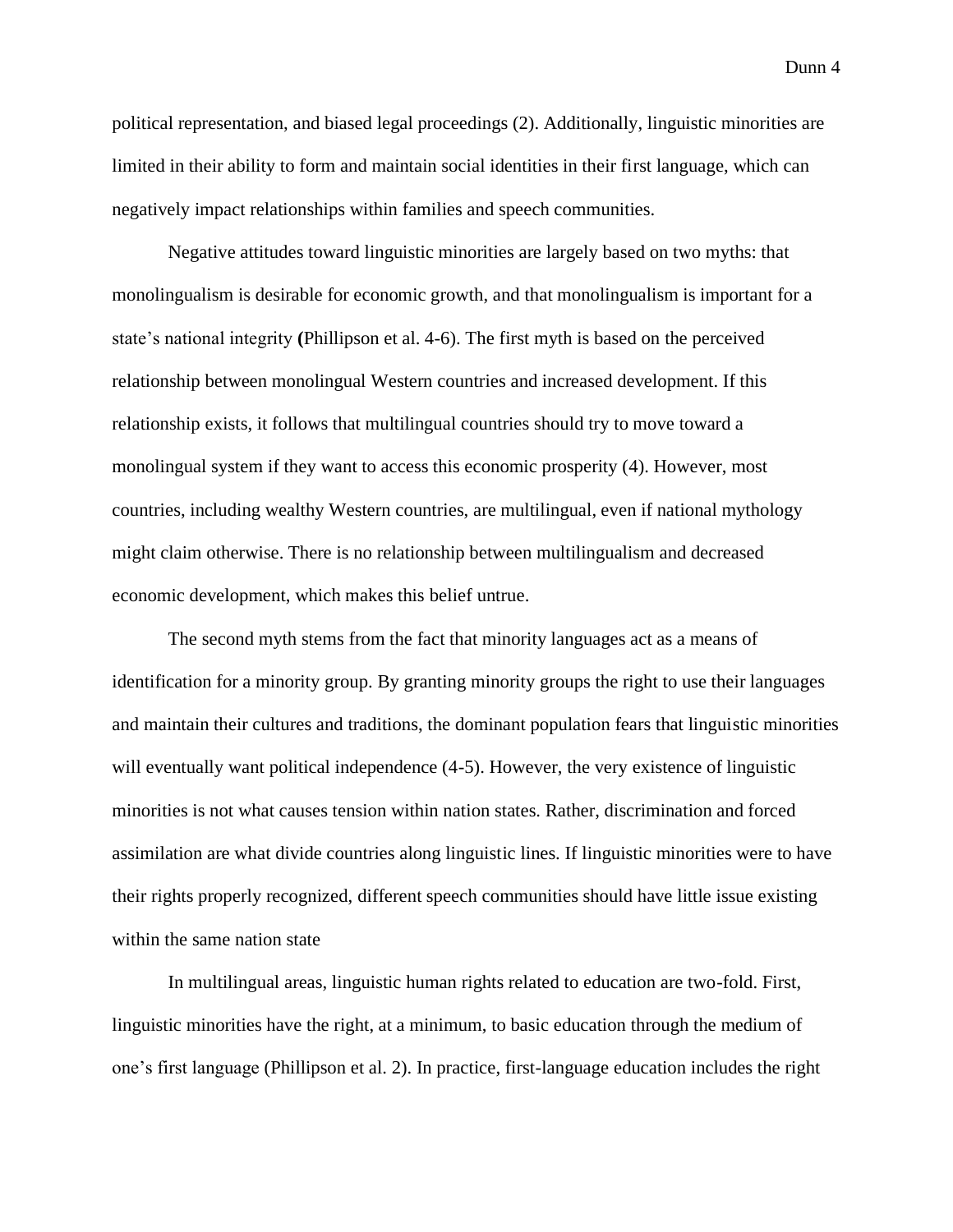political representation, and biased legal proceedings (2). Additionally, linguistic minorities are limited in their ability to form and maintain social identities in their first language, which can negatively impact relationships within families and speech communities.

Negative attitudes toward linguistic minorities are largely based on two myths: that monolingualism is desirable for economic growth, and that monolingualism is important for a state's national integrity (Phillipson et al. 4-6). The first myth is based on the perceived relationship between monolingual Western countries and increased development. If this relationship exists, it follows that multilingual countries should try to move toward a monolingual system if they want to access this economic prosperity (4). However, most countries, including wealthy Western countries, are multilingual, even if national mythology might claim otherwise. There is no relationship between multilingualism and decreased economic development, which makes this belief untrue.

The second myth stems from the fact that minority languages act as a means of identification for a minority group. By granting minority groups the right to use their languages and maintain their cultures and traditions, the dominant population fears that linguistic minorities will eventually want political independence (4-5). However, the very existence of linguistic minorities is not what causes tension within nation states. Rather, discrimination and forced assimilation are what divide countries along linguistic lines. If linguistic minorities were to have their rights properly recognized, different speech communities should have little issue existing within the same nation state

In multilingual areas, linguistic human rights related to education are two-fold. First, linguistic minorities have the right, at a minimum, to basic education through the medium of one's first language (Phillipson et al. 2). In practice, first-language education includes the right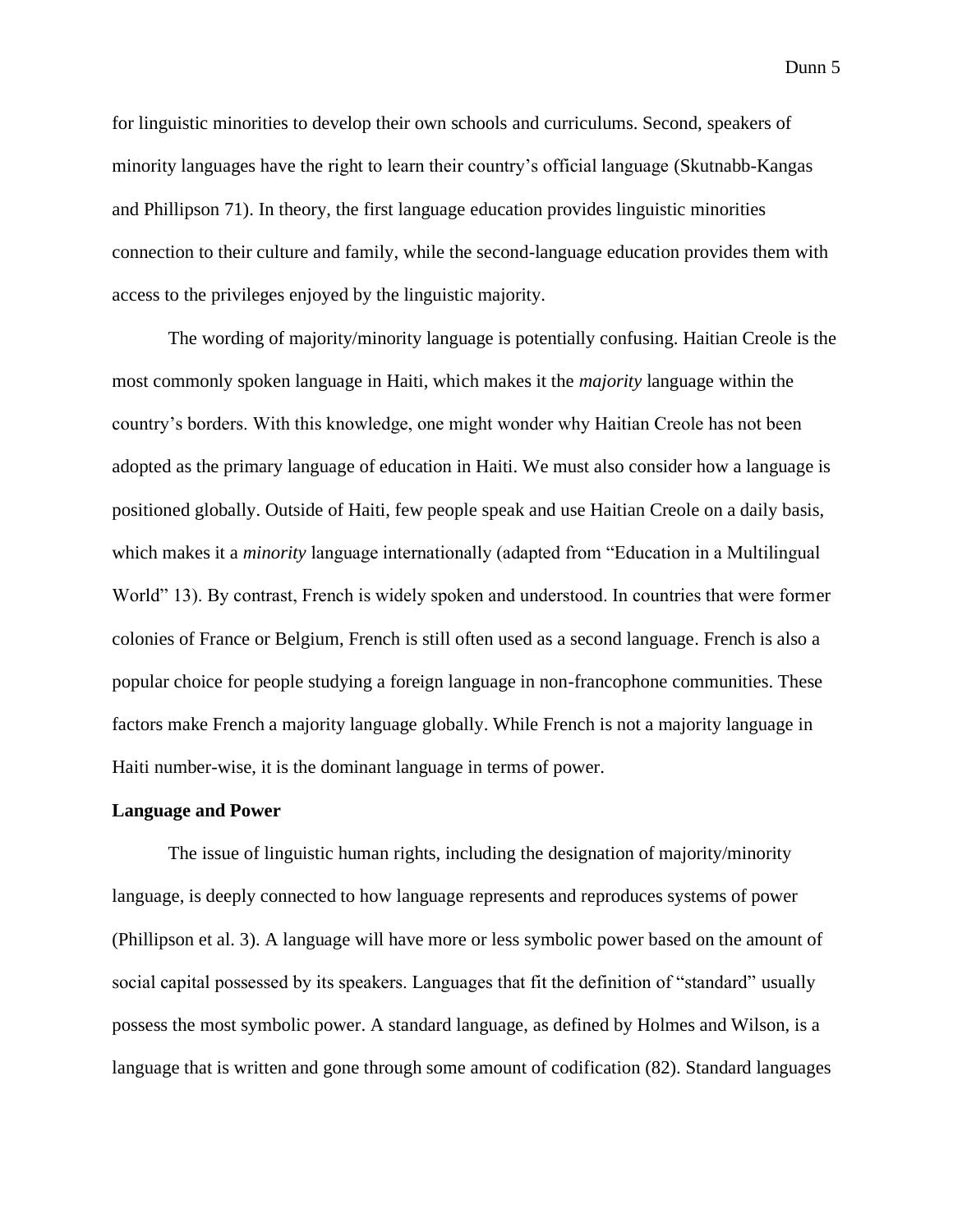for linguistic minorities to develop their own schools and curriculums. Second, speakers of minority languages have the right to learn their country's official language (Skutnabb-Kangas and Phillipson 71). In theory, the first language education provides linguistic minorities connection to their culture and family, while the second-language education provides them with access to the privileges enjoyed by the linguistic majority.

The wording of majority/minority language is potentially confusing. Haitian Creole is the most commonly spoken language in Haiti, which makes it the *majority* language within the country's borders. With this knowledge, one might wonder why Haitian Creole has not been adopted as the primary language of education in Haiti. We must also consider how a language is positioned globally. Outside of Haiti, few people speak and use Haitian Creole on a daily basis, which makes it a *minority* language internationally (adapted from "Education in a Multilingual World" 13). By contrast, French is widely spoken and understood. In countries that were former colonies of France or Belgium, French is still often used as a second language. French is also a popular choice for people studying a foreign language in non-francophone communities. These factors make French a majority language globally. While French is not a majority language in Haiti number-wise, it is the dominant language in terms of power.

**Language and Power**

The issue of linguistic human rights, including the designation of majority/minority language, is deeply connected to how language represents and reproduces systems of power (Phillipson et al. 3). A language will have more or less symbolic power based on the amount of social capital possessed by its speakers. Languages that fit the definition of "standard" usually possess the most symbolic power. A standard language, as defined by Holmes and Wilson, is a language that is written and gone through some amount of codification (82). Standard languages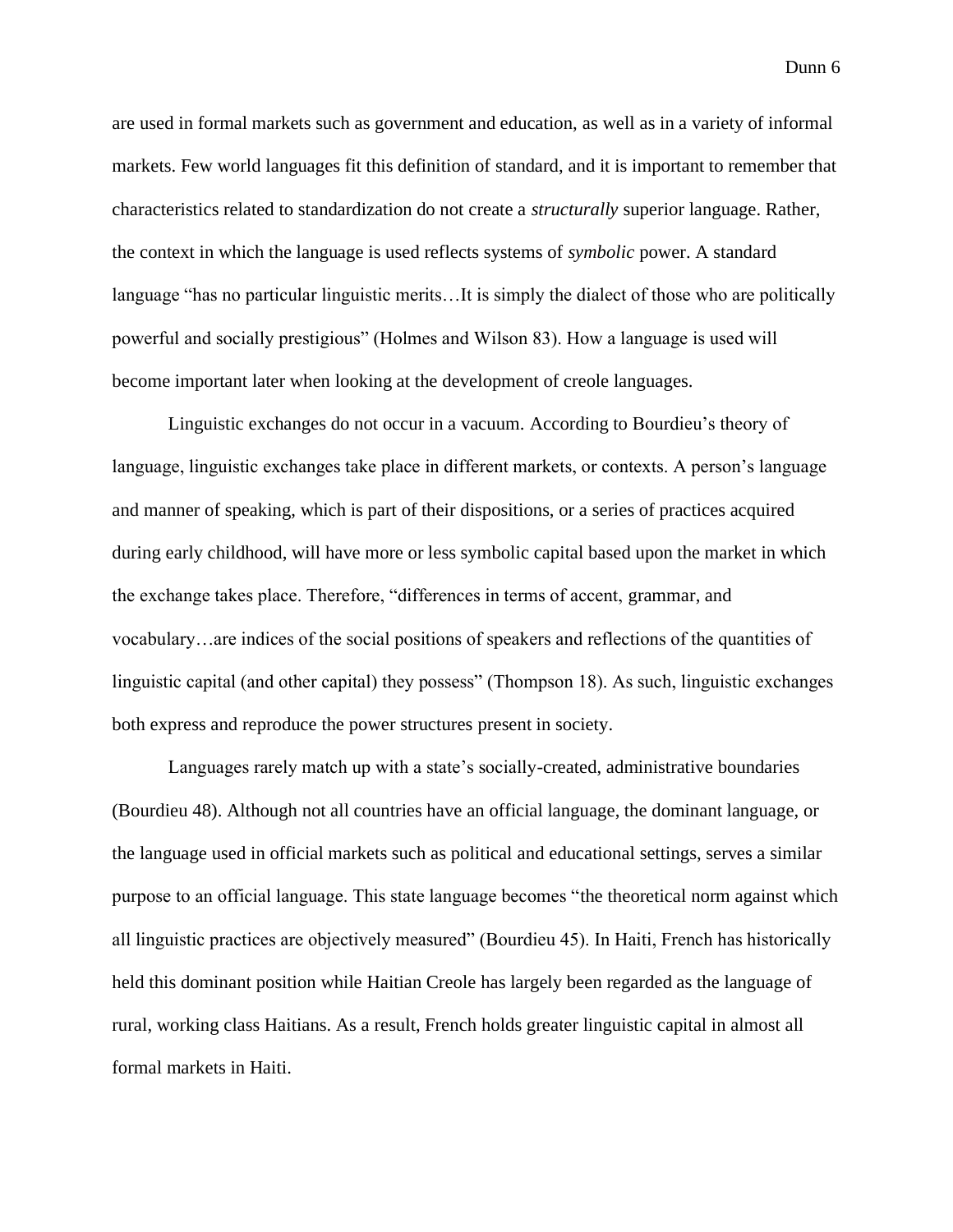are used in formal markets such as government and education, as well as in a variety of informal markets. Few world languages fit this definition of standard, and it is important to remember that characteristics related to standardization do not create a *structurally* superior language. Rather, the context in which the language is used reflects systems of *symbolic* power. A standard language "has no particular linguistic merits…It is simply the dialect of those who are politically powerful and socially prestigious" (Holmes and Wilson 83). How a language is used will become important later when looking at the development of creole languages.

Linguistic exchanges do not occur in a vacuum. According to Bourdieu's theory of language, linguistic exchanges take place in different markets, or contexts. A person's language and manner of speaking, which is part of their dispositions, or a series of practices acquired during early childhood, will have more or less symbolic capital based upon the market in which the exchange takes place. Therefore, "differences in terms of accent, grammar, and vocabulary…are indices of the social positions of speakers and reflections of the quantities of linguistic capital (and other capital) they possess" (Thompson 18). As such, linguistic exchanges both express and reproduce the power structures present in society.

Languages rarely match up with a state's socially-created, administrative boundaries (Bourdieu 48). Although not all countries have an official language, the dominant language, or the language used in official markets such as political and educational settings, serves a similar purpose to an official language. This state language becomes "the theoretical norm against which all linguistic practices are objectively measured" (Bourdieu 45). In Haiti, French has historically held this dominant position while Haitian Creole has largely been regarded as the language of rural, working class Haitians. As a result, French holds greater linguistic capital in almost all formal markets in Haiti.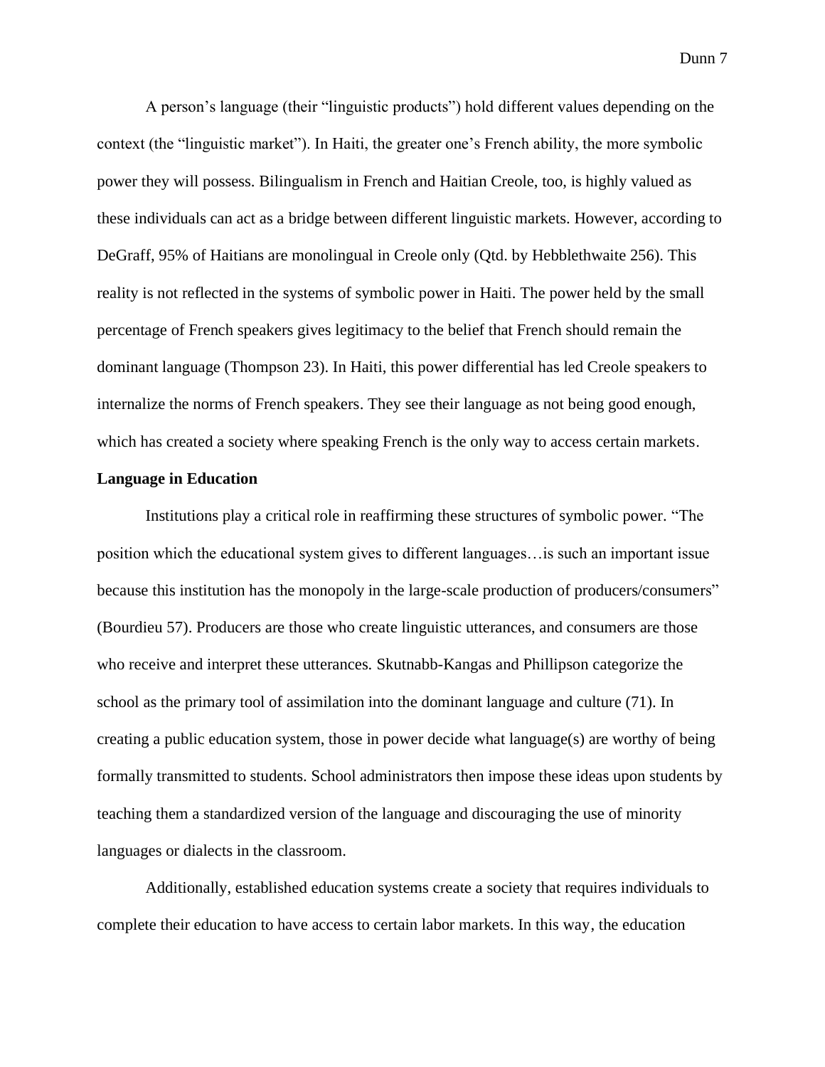A person's language (their "linguistic products") hold different values depending on the context (the "linguistic market"). In Haiti, the greater one's French ability, the more symbolic power they will possess. Bilingualism in French and Haitian Creole, too, is highly valued as these individuals can act as a bridge between different linguistic markets. However, according to DeGraff, 95% of Haitians are monolingual in Creole only (Qtd. by Hebblethwaite 256). This reality is not reflected in the systems of symbolic power in Haiti. The power held by the small percentage of French speakers gives legitimacy to the belief that French should remain the dominant language (Thompson 23). In Haiti, this power differential has led Creole speakers to internalize the norms of French speakers. They see their language as not being good enough, which has created a society where speaking French is the only way to access certain markets.

**Language in Education**

Institutions play a critical role in reaffirming these structures of symbolic power. "The position which the educational system gives to different languages…is such an important issue because this institution has the monopoly in the large-scale production of producers/consumers" (Bourdieu 57). Producers are those who create linguistic utterances, and consumers are those who receive and interpret these utterances. Skutnabb-Kangas and Phillipson categorize the school as the primary tool of assimilation into the dominant language and culture (71). In creating a public education system, those in power decide what language(s) are worthy of being formally transmitted to students. School administrators then impose these ideas upon students by teaching them a standardized version of the language and discouraging the use of minority languages or dialects in the classroom.

Additionally, established education systems create a society that requires individuals to complete their education to have access to certain labor markets. In this way, the education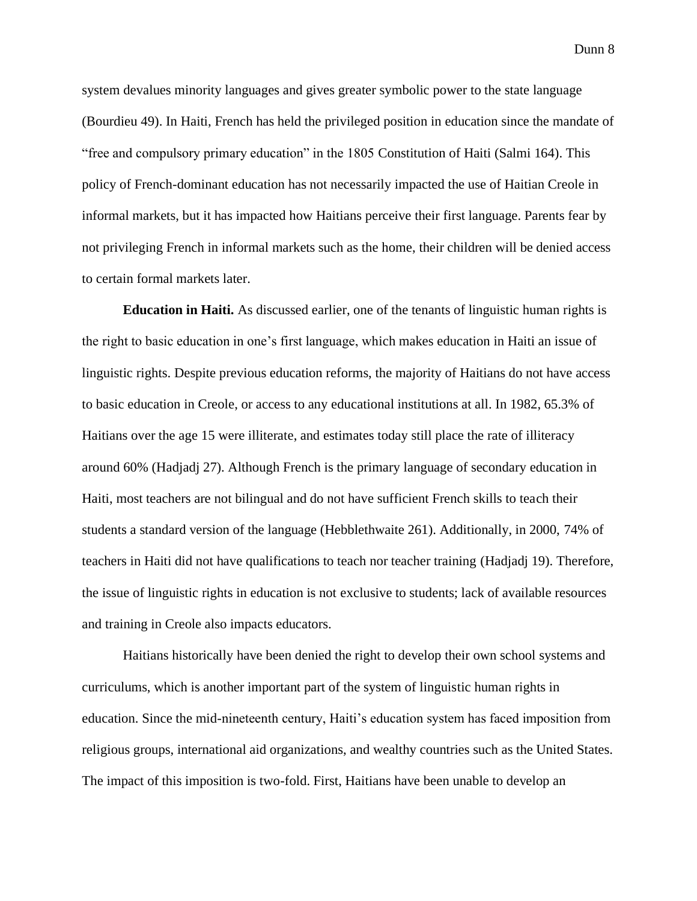system devalues minority languages and gives greater symbolic power to the state language (Bourdieu 49). In Haiti, French has held the privileged position in education since the mandate of "free and compulsory primary education" in the 1805 Constitution of Haiti (Salmi 164). This policy of French-dominant education has not necessarily impacted the use of Haitian Creole in informal markets, but it has impacted how Haitians perceive their first language. Parents fear by not privileging French in informal markets such as the home, their children will be denied access to certain formal markets later.

**Education in Haiti.** As discussed earlier, one of the tenants of linguistic human rights is the right to basic education in one's first language, which makes education in Haiti an issue of linguistic rights. Despite previous education reforms, the majority of Haitians do not have access to basic education in Creole, or access to any educational institutions at all. In 1982, 65.3% of Haitians over the age 15 were illiterate, and estimates today still place the rate of illiteracy around 60% (Hadjadj 27). Although French is the primary language of secondary education in Haiti, most teachers are not bilingual and do not have sufficient French skills to teach their students a standard version of the language (Hebblethwaite 261). Additionally, in 2000, 74% of teachers in Haiti did not have qualifications to teach nor teacher training (Hadjadj 19). Therefore, the issue of linguistic rights in education is not exclusive to students; lack of available resources and training in Creole also impacts educators.

Haitians historically have been denied the right to develop their own school systems and curriculums, which is another important part of the system of linguistic human rights in education. Since the mid-nineteenth century, Haiti's education system has faced imposition from religious groups, international aid organizations, and wealthy countries such as the United States. The impact of this imposition is two-fold. First, Haitians have been unable to develop an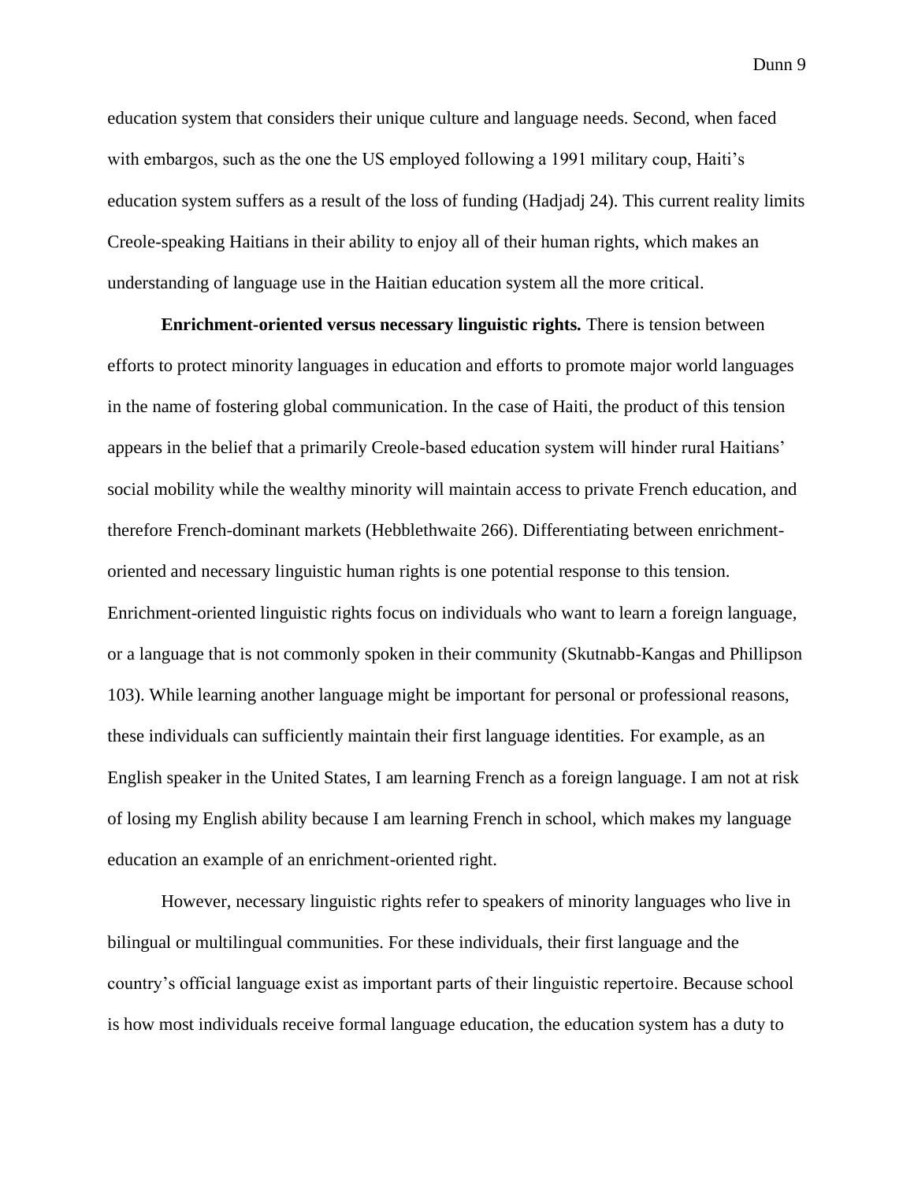education system that considers their unique culture and language needs. Second, when faced with embargos, such as the one the US employed following a 1991 military coup, Haiti's education system suffers as a result of the loss of funding (Hadjadj 24). This current reality limits Creole-speaking Haitians in their ability to enjoy all of their human rights, which makes an understanding of language use in the Haitian education system all the more critical.

**Enrichment-oriented versus necessary linguistic rights.** There is tension between efforts to protect minority languages in education and efforts to promote major world languages in the name of fostering global communication. In the case of Haiti, the product of this tension appears in the belief that a primarily Creole-based education system will hinder rural Haitians' social mobility while the wealthy minority will maintain access to private French education, and therefore French-dominant markets (Hebblethwaite 266). Differentiating between enrichment-oriented and necessary linguistic human rights is one potential response to this tension. Enrichment-oriented linguistic rights focus on individuals who want to learn a foreign language, or a language that is not commonly spoken in their community (Skutnabb-Kangas and Phillipson 103). While learning another language might be important for personal or professional reasons, these individuals can sufficiently maintain their first language identities. For example, as an English speaker in the United States, I am learning French as a foreign language. I am not at risk of losing my English ability because I am learning French in school, which makes my language education an example of an enrichment-oriented right.

However, necessary linguistic rights refer to speakers of minority languages who live in bilingual or multilingual communities. For these individuals, their first language and the country's official language exist as important parts of their linguistic repertoire. Because school is how most individuals receive formal language education, the education system has a duty to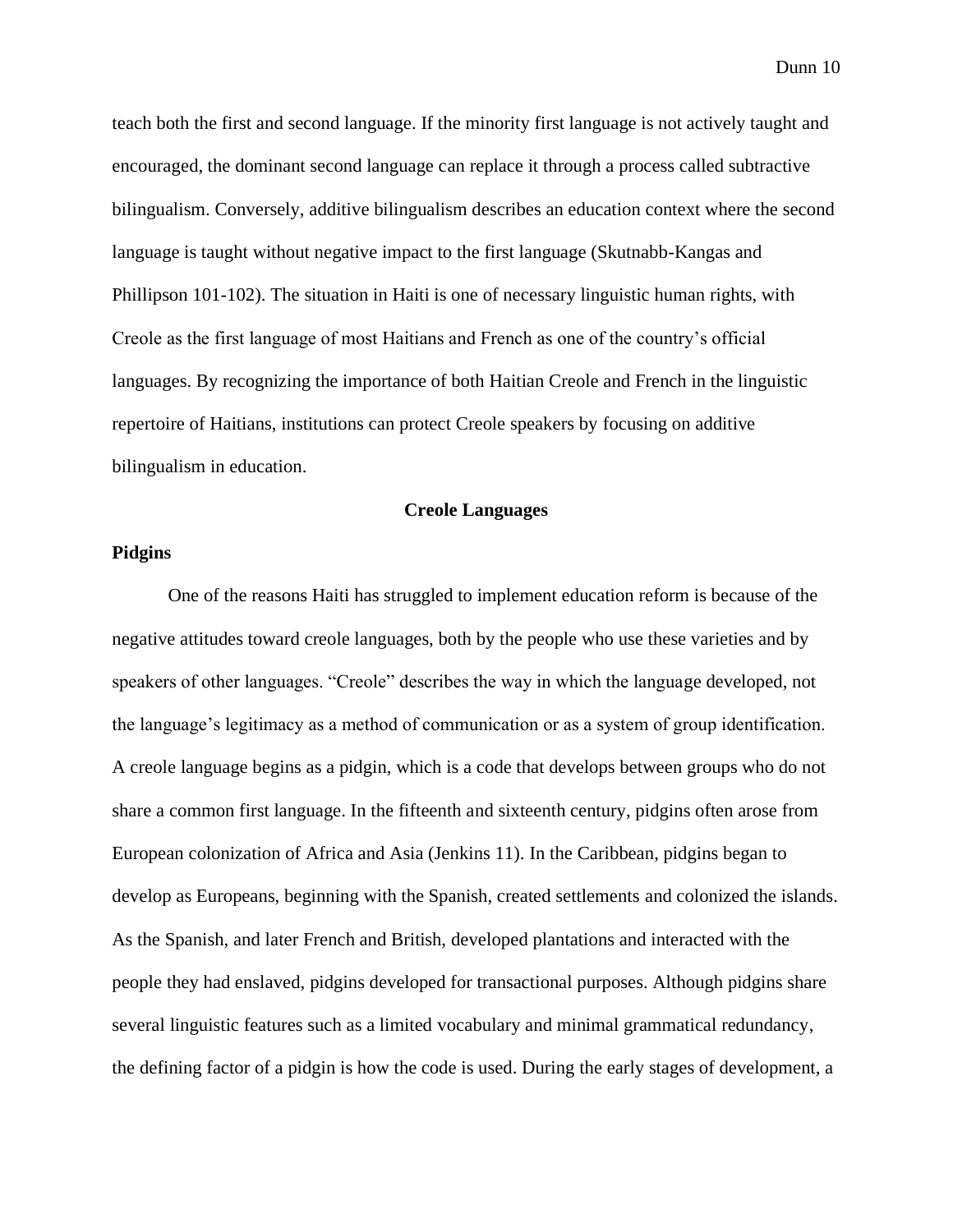teach both the first and second language. If the minority first language is not actively taught and encouraged, the dominant second language can replace it through a process called subtractive bilingualism. Conversely, additive bilingualism describes an education context where the second language is taught without negative impact to the first language (Skutnabb-Kangas and Phillipson 101-102). The situation in Haiti is one of necessary linguistic human rights, with Creole as the first language of most Haitians and French as one of the country's official languages. By recognizing the importance of both Haitian Creole and French in the linguistic repertoire of Haitians, institutions can protect Creole speakers by focusing on additive bilingualism in education.

## Creole Languages

### Pidgins

One of the reasons Haiti has struggled to implement education reform is because of the negative attitudes toward creole languages, both by the people who use these varieties and by speakers of other languages. "Creole" describes the way in which the language developed, not the language's legitimacy as a method of communication or as a system of group identification. A creole language begins as a pidgin, which is a code that develops between groups who do not share a common first language. In the fifteenth and sixteenth century, pidgins often arose from European colonization of Africa and Asia (Jenkins 11). In the Caribbean, pidgins began to develop as Europeans, beginning with the Spanish, created settlements and colonized the islands. As the Spanish, and later French and British, developed plantations and interacted with the people they had enslaved, pidgins developed for transactional purposes. Although pidgins share several linguistic features such as a limited vocabulary and minimal grammatical redundancy, the defining factor of a pidgin is how the code is used. During the early stages of development, a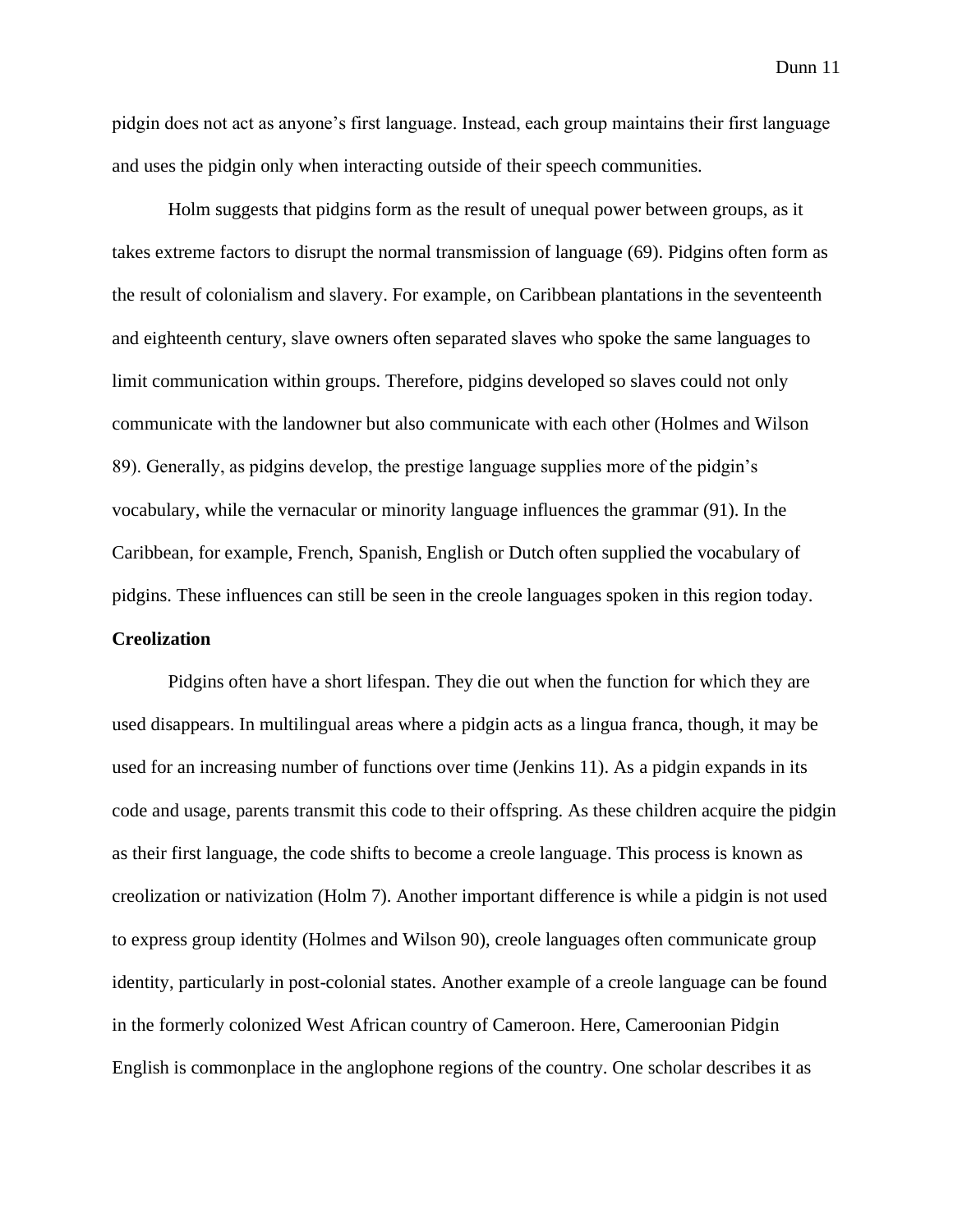pidgin does not act as anyone's first language. Instead, each group maintains their first language and uses the pidgin only when interacting outside of their speech communities.

Holm suggests that pidgins form as the result of unequal power between groups, as it takes extreme factors to disrupt the normal transmission of language (69). Pidgins often form as the result of colonialism and slavery. For example, on Caribbean plantations in the seventeenth and eighteenth century, slave owners often separated slaves who spoke the same languages to limit communication within groups. Therefore, pidgins developed so slaves could not only communicate with the landowner but also communicate with each other (Holmes and Wilson 89). Generally, as pidgins develop, the prestige language supplies more of the pidgin's vocabulary, while the vernacular or minority language influences the grammar (91). In the Caribbean, for example, French, Spanish, English or Dutch often supplied the vocabulary of pidgins. These influences can still be seen in the creole languages spoken in this region today.

**Creolization**

Pidgins often have a short lifespan. They die out when the function for which they are used disappears. In multilingual areas where a pidgin acts as a lingua franca, though, it may be used for an increasing number of functions over time (Jenkins 11). As a pidgin expands in its code and usage, parents transmit this code to their offspring. As these children acquire the pidgin as their first language, the code shifts to become a creole language. This process is known as creolization or nativization (Holm 7). Another important difference is while a pidgin is not used to express group identity (Holmes and Wilson 90), creole languages often communicate group identity, particularly in post-colonial states. Another example of a creole language can be found in the formerly colonized West African country of Cameroon. Here, Cameroonian Pidgin English is commonplace in the anglophone regions of the country. One scholar describes it as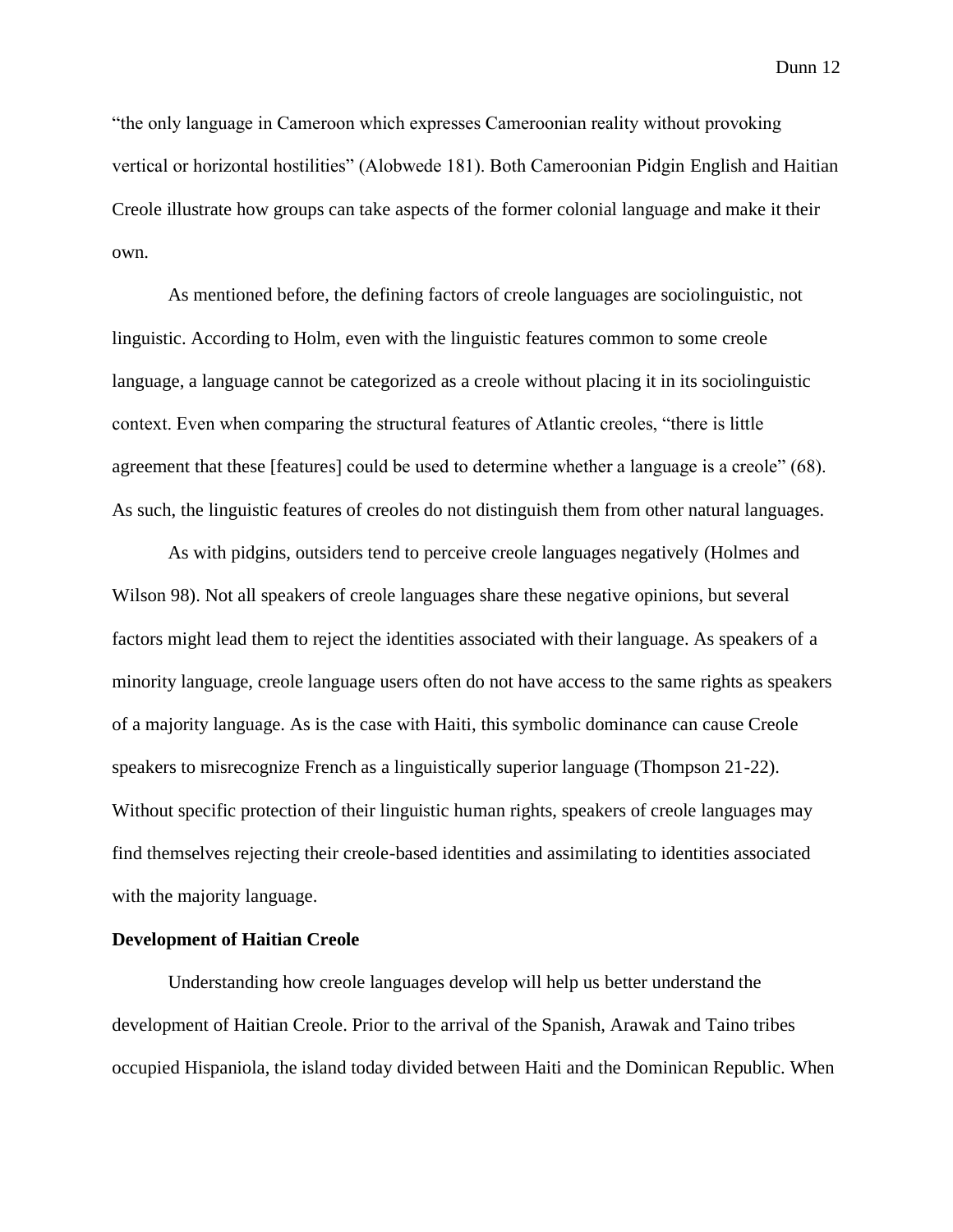"the only language in Cameroon which expresses Cameroonian reality without provoking vertical or horizontal hostilities" (Alobwede 181). Both Cameroonian Pidgin English and Haitian Creole illustrate how groups can take aspects of the former colonial language and make it their own.

As mentioned before, the defining factors of creole languages are sociolinguistic, not linguistic. According to Holm, even with the linguistic features common to some creole language, a language cannot be categorized as a creole without placing it in its sociolinguistic context. Even when comparing the structural features of Atlantic creoles, "there is little agreement that these [features] could be used to determine whether a language is a creole" (68). As such, the linguistic features of creoles do not distinguish them from other natural languages.

As with pidgins, outsiders tend to perceive creole languages negatively (Holmes and Wilson 98). Not all speakers of creole languages share these negative opinions, but several factors might lead them to reject the identities associated with their language. As speakers of a minority language, creole language users often do not have access to the same rights as speakers of a majority language. As is the case with Haiti, this symbolic dominance can cause Creole speakers to misrecognize French as a linguistically superior language (Thompson 21-22). Without specific protection of their linguistic human rights, speakers of creole languages may find themselves rejecting their creole-based identities and assimilating to identities associated with the majority language.

**Development of Haitian Creole**

Understanding how creole languages develop will help us better understand the development of Haitian Creole. Prior to the arrival of the Spanish, Arawak and Taino tribes occupied Hispaniola, the island today divided between Haiti and the Dominican Republic. When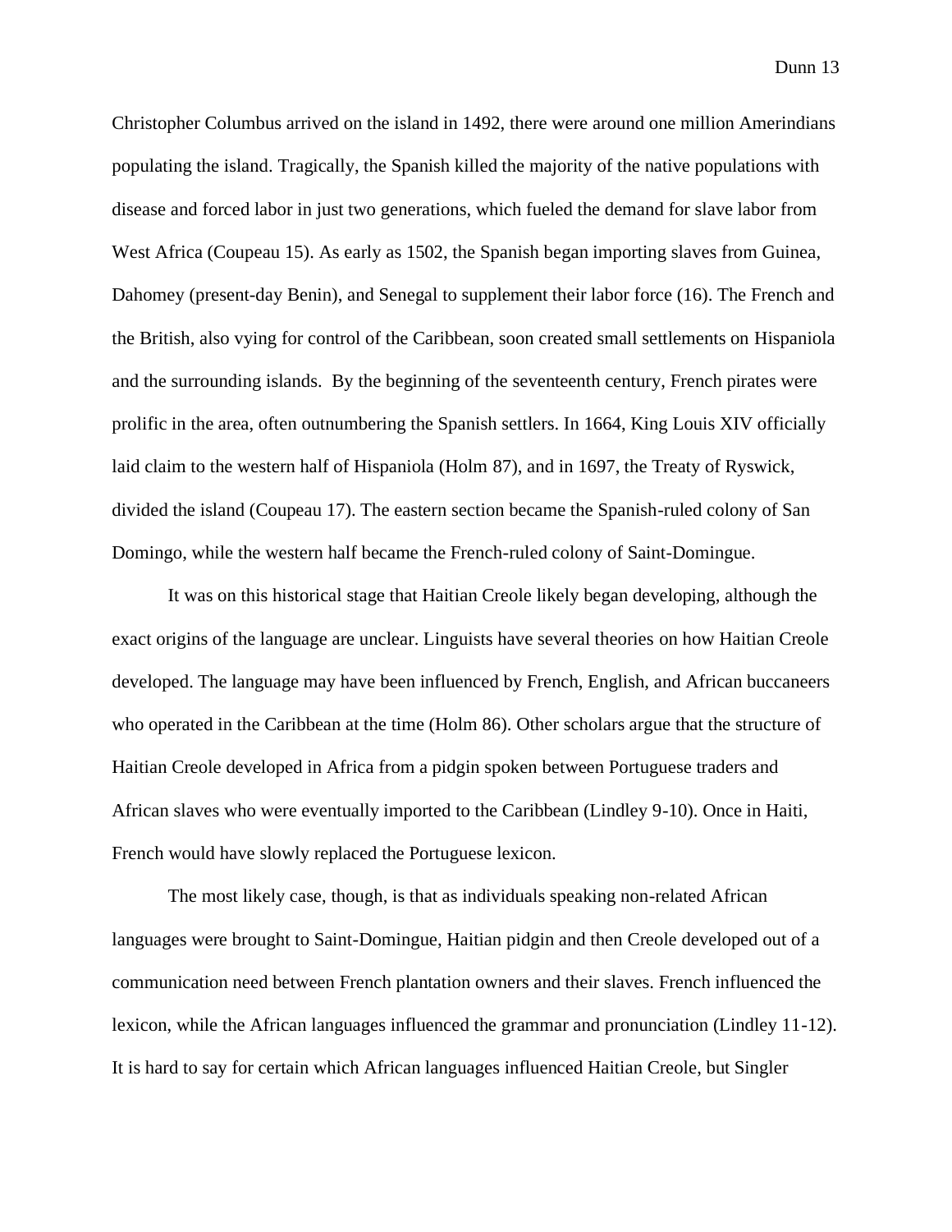Christopher Columbus arrived on the island in 1492, there were around one million Amerindians populating the island. Tragically, the Spanish killed the majority of the native populations with disease and forced labor in just two generations, which fueled the demand for slave labor from West Africa (Coupeau 15). As early as 1502, the Spanish began importing slaves from Guinea, Dahomey (present-day Benin), and Senegal to supplement their labor force (16). The French and the British, also vying for control of the Caribbean, soon created small settlements on Hispaniola and the surrounding islands. By the beginning of the seventeenth century, French pirates were prolific in the area, often outnumbering the Spanish settlers. In 1664, King Louis XIV officially laid claim to the western half of Hispaniola (Holm 87), and in 1697, the Treaty of Ryswick, divided the island (Coupeau 17). The eastern section became the Spanish-ruled colony of San Domingo, while the western half became the French-ruled colony of Saint-Domingue.

It was on this historical stage that Haitian Creole likely began developing, although the exact origins of the language are unclear. Linguists have several theories on how Haitian Creole developed. The language may have been influenced by French, English, and African buccaneers who operated in the Caribbean at the time (Holm 86). Other scholars argue that the structure of Haitian Creole developed in Africa from a pidgin spoken between Portuguese traders and African slaves who were eventually imported to the Caribbean (Lindley 9-10). Once in Haiti, French would have slowly replaced the Portuguese lexicon.

The most likely case, though, is that as individuals speaking non-related African languages were brought to Saint-Domingue, Haitian pidgin and then Creole developed out of a communication need between French plantation owners and their slaves. French influenced the lexicon, while the African languages influenced the grammar and pronunciation (Lindley 11-12). It is hard to say for certain which African languages influenced Haitian Creole, but Singler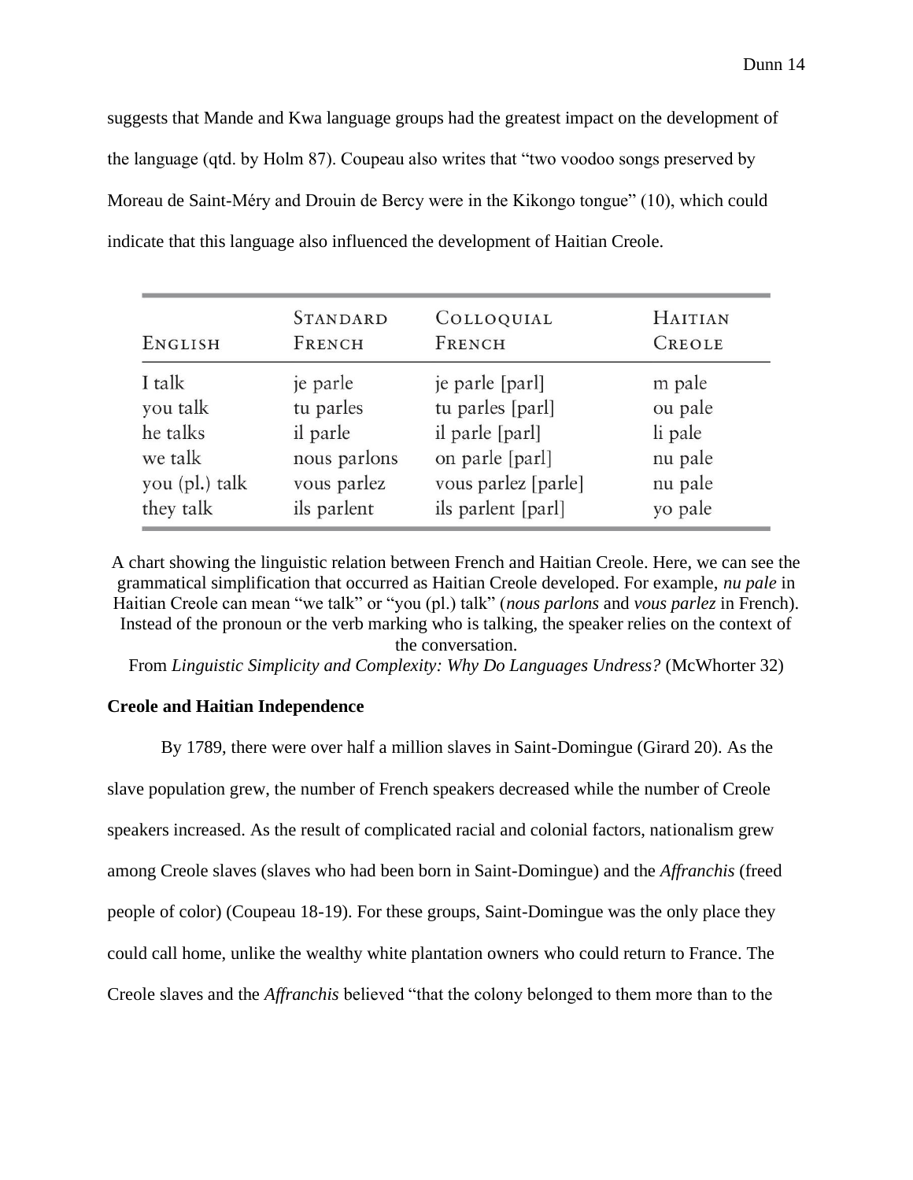suggests that Mande and Kwa language groups had the greatest impact on the development of the language (qtd. by Holm 87). Coupeau also writes that "two voodoo songs preserved by Moreau de Saint-Méry and Drouin de Bercy were in the Kikongo tongue" (10), which could indicate that this language also influenced the development of Haitian Creole.

| English | Standard French | Colloquial French | Haitian Creole |
|---|---|---|---|
| I talk | je parle | je parle [parl] | m pale |
| you talk | tu parles | tu parles [parl] | ou pale |
| he talks | il parle | il parle [parl] | li pale |
| we talk | nous parlons | on parle [parl] | nu pale |
| you (pl.) talk | vous parlez | vous parlez [parle] | nu pale |
| they talk | ils parlent | ils parlent [parl] | yo pale |

A chart showing the linguistic relation between French and Haitian Creole. Here, we can see the grammatical simplification that occurred as Haitian Creole developed. For example, *nu pale* in Haitian Creole can mean "we talk" or "you (pl.) talk" (*nous parlons* and *vous parlez* in French). Instead of the pronoun or the verb marking who is talking, the speaker relies on the context of the conversation.
From *Linguistic Simplicity and Complexity: Why Do Languages Undress?* (McWhorter 32)

**Creole and Haitian Independence**

By 1789, there were over half a million slaves in Saint-Domingue (Girard 20). As the slave population grew, the number of French speakers decreased while the number of Creole speakers increased. As the result of complicated racial and colonial factors, nationalism grew among Creole slaves (slaves who had been born in Saint-Domingue) and the *Affranchis* (freed people of color) (Coupeau 18-19). For these groups, Saint-Domingue was the only place they could call home, unlike the wealthy white plantation owners who could return to France. The Creole slaves and the *Affranchis* believed "that the colony belonged to them more than to the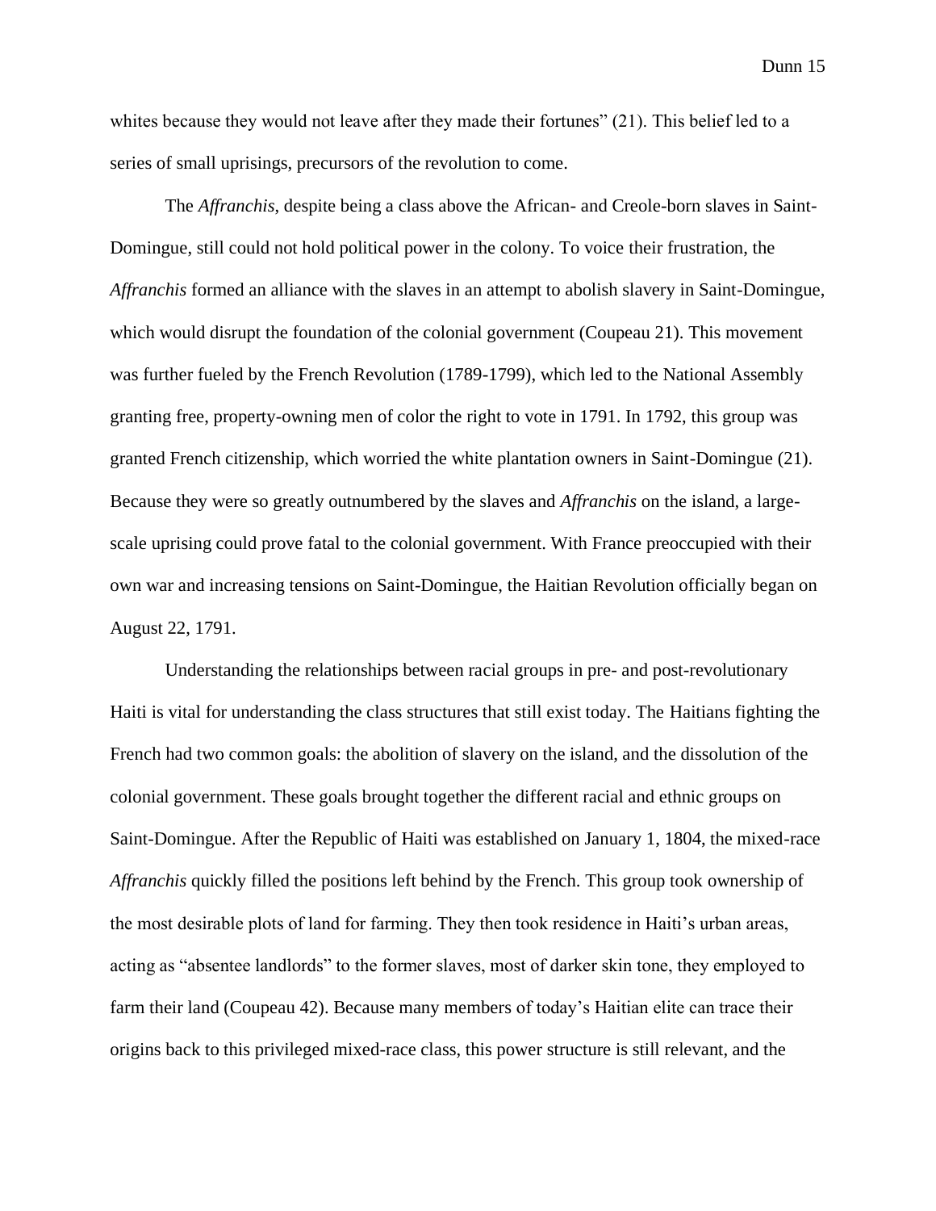whites because they would not leave after they made their fortunes" (21). This belief led to a series of small uprisings, precursors of the revolution to come.

The *Affranchis*, despite being a class above the African- and Creole-born slaves in Saint-Domingue, still could not hold political power in the colony. To voice their frustration, the *Affranchis* formed an alliance with the slaves in an attempt to abolish slavery in Saint-Domingue, which would disrupt the foundation of the colonial government (Coupeau 21). This movement was further fueled by the French Revolution (1789-1799), which led to the National Assembly granting free, property-owning men of color the right to vote in 1791. In 1792, this group was granted French citizenship, which worried the white plantation owners in Saint-Domingue (21). Because they were so greatly outnumbered by the slaves and *Affranchis* on the island, a large-scale uprising could prove fatal to the colonial government. With France preoccupied with their own war and increasing tensions on Saint-Domingue, the Haitian Revolution officially began on August 22, 1791.

Understanding the relationships between racial groups in pre- and post-revolutionary Haiti is vital for understanding the class structures that still exist today. The Haitians fighting the French had two common goals: the abolition of slavery on the island, and the dissolution of the colonial government. These goals brought together the different racial and ethnic groups on Saint-Domingue. After the Republic of Haiti was established on January 1, 1804, the mixed-race *Affranchis* quickly filled the positions left behind by the French. This group took ownership of the most desirable plots of land for farming. They then took residence in Haiti's urban areas, acting as "absentee landlords" to the former slaves, most of darker skin tone, they employed to farm their land (Coupeau 42). Because many members of today's Haitian elite can trace their origins back to this privileged mixed-race class, this power structure is still relevant, and the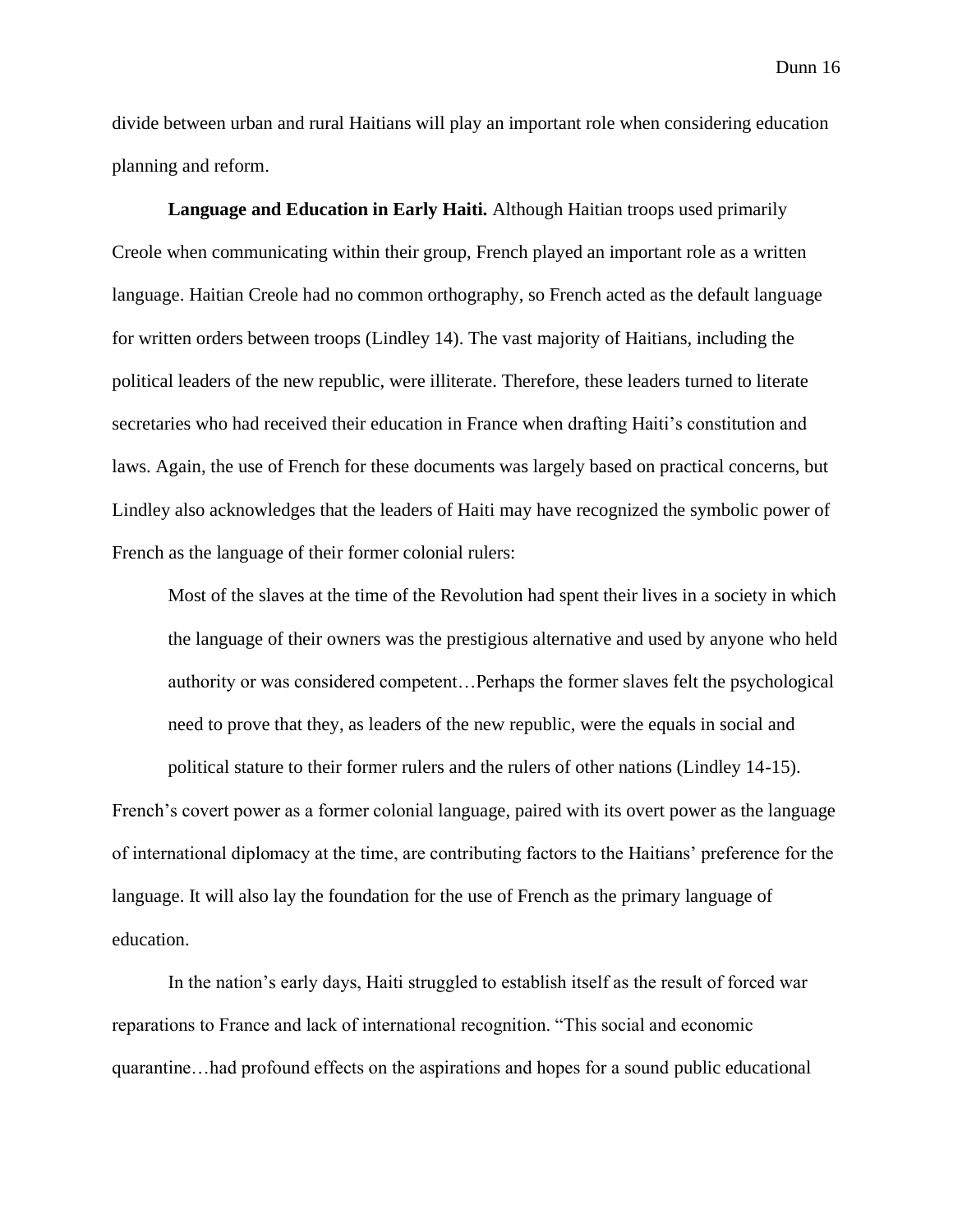divide between urban and rural Haitians will play an important role when considering education planning and reform.

**Language and Education in Early Haiti.** Although Haitian troops used primarily Creole when communicating within their group, French played an important role as a written language. Haitian Creole had no common orthography, so French acted as the default language for written orders between troops (Lindley 14). The vast majority of Haitians, including the political leaders of the new republic, were illiterate. Therefore, these leaders turned to literate secretaries who had received their education in France when drafting Haiti's constitution and laws. Again, the use of French for these documents was largely based on practical concerns, but Lindley also acknowledges that the leaders of Haiti may have recognized the symbolic power of French as the language of their former colonial rulers:

> Most of the slaves at the time of the Revolution had spent their lives in a society in which the language of their owners was the prestigious alternative and used by anyone who held authority or was considered competent…Perhaps the former slaves felt the psychological need to prove that they, as leaders of the new republic, were the equals in social and political stature to their former rulers and the rulers of other nations (Lindley 14-15).

French's covert power as a former colonial language, paired with its overt power as the language of international diplomacy at the time, are contributing factors to the Haitians' preference for the language. It will also lay the foundation for the use of French as the primary language of education.

In the nation's early days, Haiti struggled to establish itself as the result of forced war reparations to France and lack of international recognition. "This social and economic quarantine…had profound effects on the aspirations and hopes for a sound public educational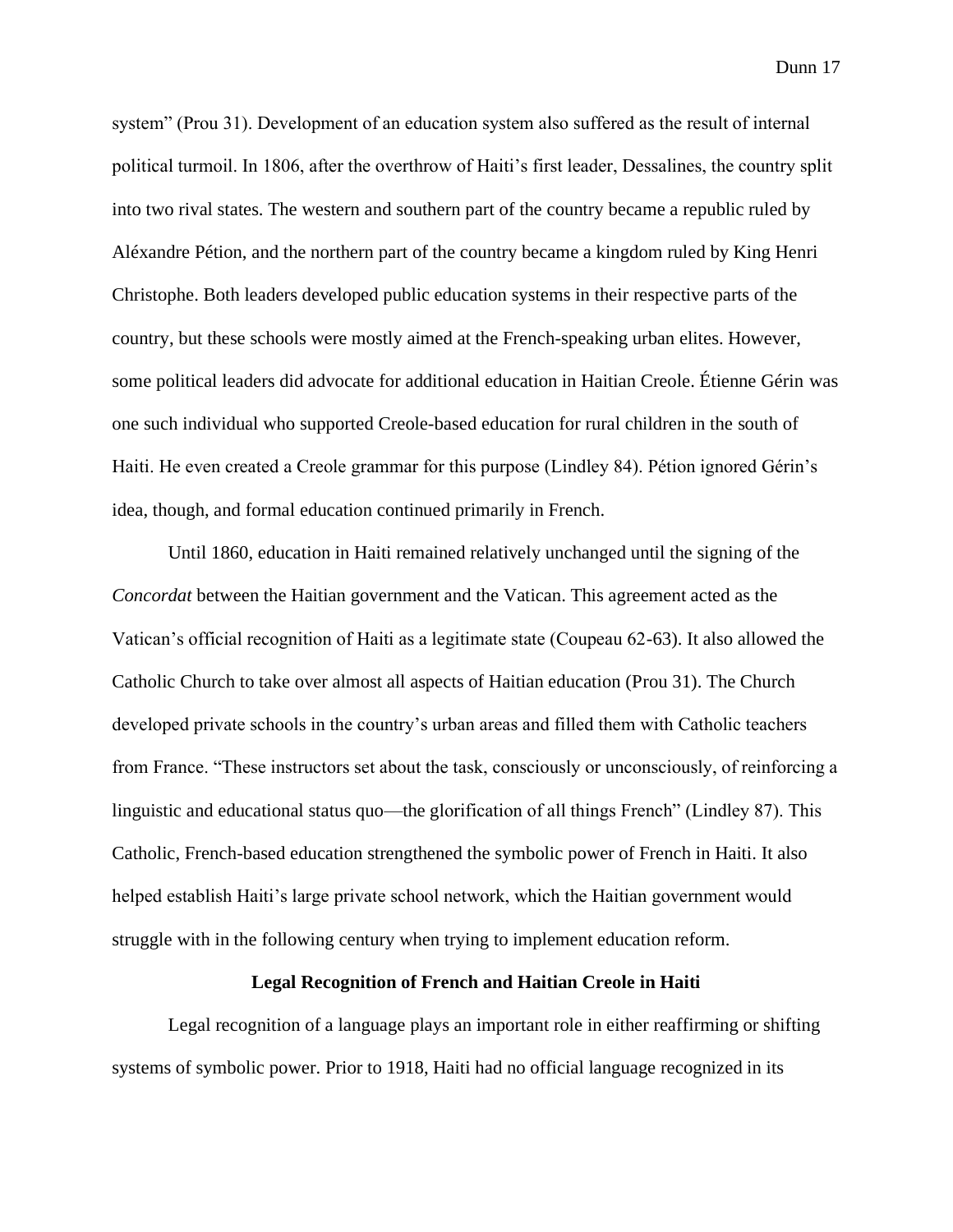system" (Prou 31). Development of an education system also suffered as the result of internal political turmoil. In 1806, after the overthrow of Haiti's first leader, Dessalines, the country split into two rival states. The western and southern part of the country became a republic ruled by Aléxandre Pétion, and the northern part of the country became a kingdom ruled by King Henri Christophe. Both leaders developed public education systems in their respective parts of the country, but these schools were mostly aimed at the French-speaking urban elites. However, some political leaders did advocate for additional education in Haitian Creole. Étienne Gérin was one such individual who supported Creole-based education for rural children in the south of Haiti. He even created a Creole grammar for this purpose (Lindley 84). Pétion ignored Gérin's idea, though, and formal education continued primarily in French.

Until 1860, education in Haiti remained relatively unchanged until the signing of the *Concordat* between the Haitian government and the Vatican. This agreement acted as the Vatican's official recognition of Haiti as a legitimate state (Coupeau 62-63). It also allowed the Catholic Church to take over almost all aspects of Haitian education (Prou 31). The Church developed private schools in the country's urban areas and filled them with Catholic teachers from France. "These instructors set about the task, consciously or unconsciously, of reinforcing a linguistic and educational status quo—the glorification of all things French" (Lindley 87). This Catholic, French-based education strengthened the symbolic power of French in Haiti. It also helped establish Haiti's large private school network, which the Haitian government would struggle with in the following century when trying to implement education reform.

## Legal Recognition of French and Haitian Creole in Haiti

Legal recognition of a language plays an important role in either reaffirming or shifting systems of symbolic power. Prior to 1918, Haiti had no official language recognized in its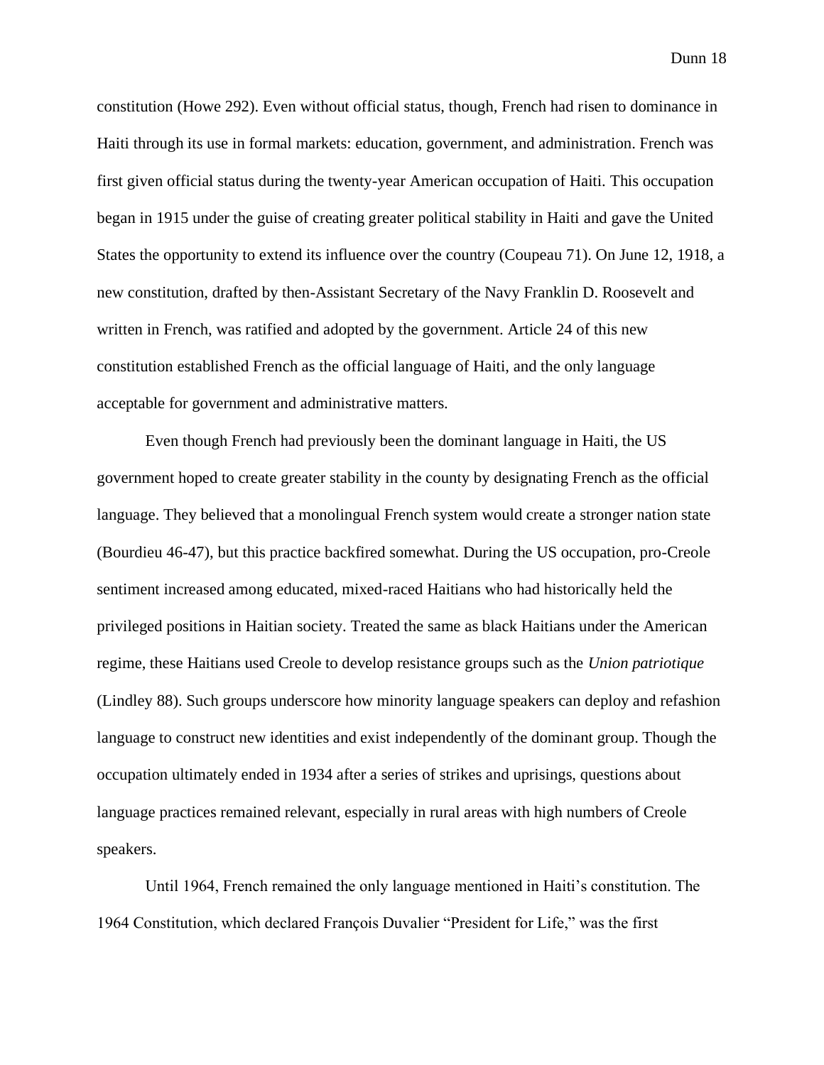constitution (Howe 292). Even without official status, though, French had risen to dominance in Haiti through its use in formal markets: education, government, and administration. French was first given official status during the twenty-year American occupation of Haiti. This occupation began in 1915 under the guise of creating greater political stability in Haiti and gave the United States the opportunity to extend its influence over the country (Coupeau 71). On June 12, 1918, a new constitution, drafted by then-Assistant Secretary of the Navy Franklin D. Roosevelt and written in French, was ratified and adopted by the government. Article 24 of this new constitution established French as the official language of Haiti, and the only language acceptable for government and administrative matters.

Even though French had previously been the dominant language in Haiti, the US government hoped to create greater stability in the county by designating French as the official language. They believed that a monolingual French system would create a stronger nation state (Bourdieu 46-47), but this practice backfired somewhat. During the US occupation, pro-Creole sentiment increased among educated, mixed-raced Haitians who had historically held the privileged positions in Haitian society. Treated the same as black Haitians under the American regime, these Haitians used Creole to develop resistance groups such as the *Union patriotique* (Lindley 88). Such groups underscore how minority language speakers can deploy and refashion language to construct new identities and exist independently of the dominant group. Though the occupation ultimately ended in 1934 after a series of strikes and uprisings, questions about language practices remained relevant, especially in rural areas with high numbers of Creole speakers.

Until 1964, French remained the only language mentioned in Haiti's constitution. The 1964 Constitution, which declared François Duvalier "President for Life," was the first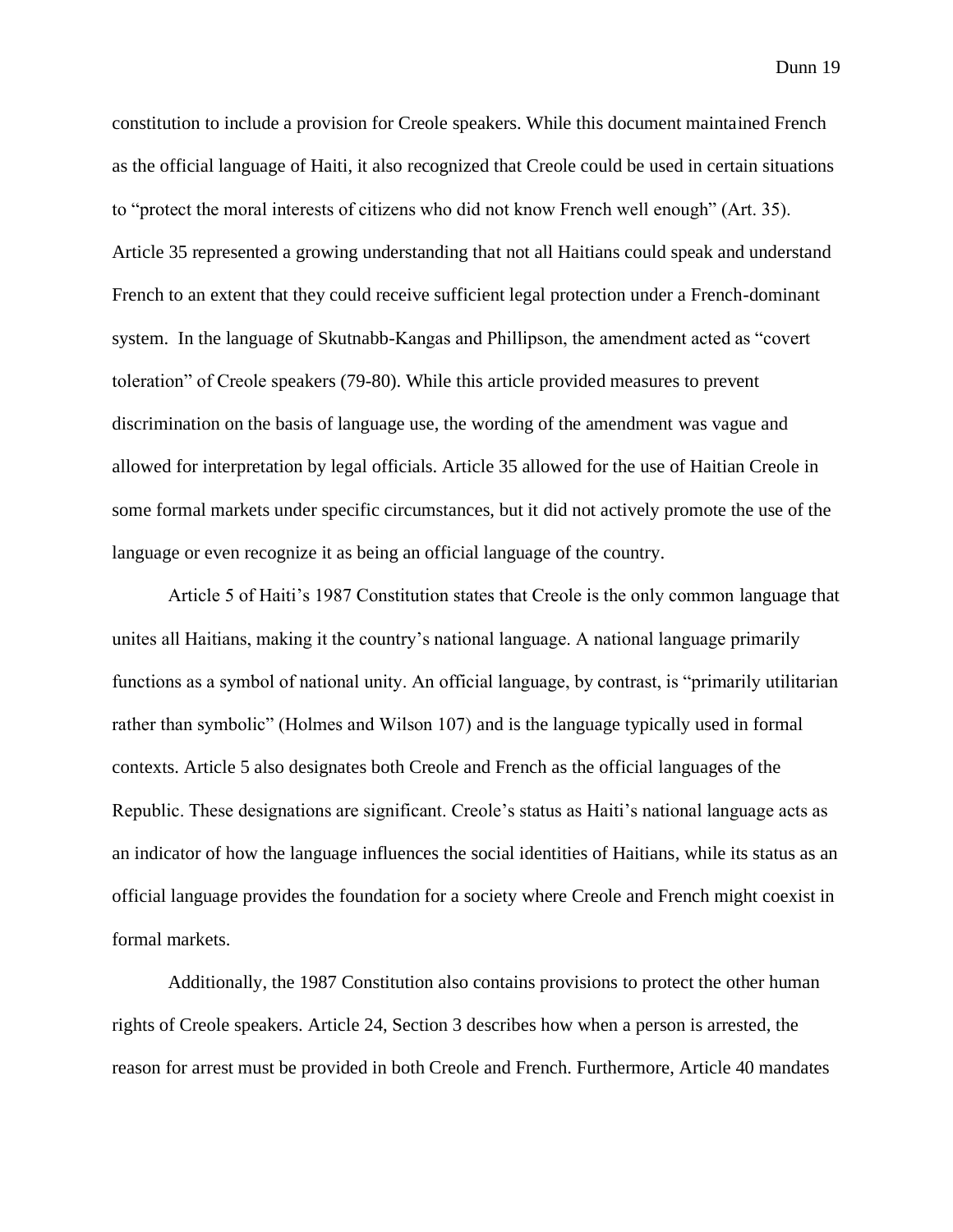constitution to include a provision for Creole speakers. While this document maintained French as the official language of Haiti, it also recognized that Creole could be used in certain situations to "protect the moral interests of citizens who did not know French well enough" (Art. 35). Article 35 represented a growing understanding that not all Haitians could speak and understand French to an extent that they could receive sufficient legal protection under a French-dominant system. In the language of Skutnabb-Kangas and Phillipson, the amendment acted as "covert toleration" of Creole speakers (79-80). While this article provided measures to prevent discrimination on the basis of language use, the wording of the amendment was vague and allowed for interpretation by legal officials. Article 35 allowed for the use of Haitian Creole in some formal markets under specific circumstances, but it did not actively promote the use of the language or even recognize it as being an official language of the country.

Article 5 of Haiti's 1987 Constitution states that Creole is the only common language that unites all Haitians, making it the country's national language. A national language primarily functions as a symbol of national unity. An official language, by contrast, is "primarily utilitarian rather than symbolic" (Holmes and Wilson 107) and is the language typically used in formal contexts. Article 5 also designates both Creole and French as the official languages of the Republic. These designations are significant. Creole's status as Haiti's national language acts as an indicator of how the language influences the social identities of Haitians, while its status as an official language provides the foundation for a society where Creole and French might coexist in formal markets.

Additionally, the 1987 Constitution also contains provisions to protect the other human rights of Creole speakers. Article 24, Section 3 describes how when a person is arrested, the reason for arrest must be provided in both Creole and French. Furthermore, Article 40 mandates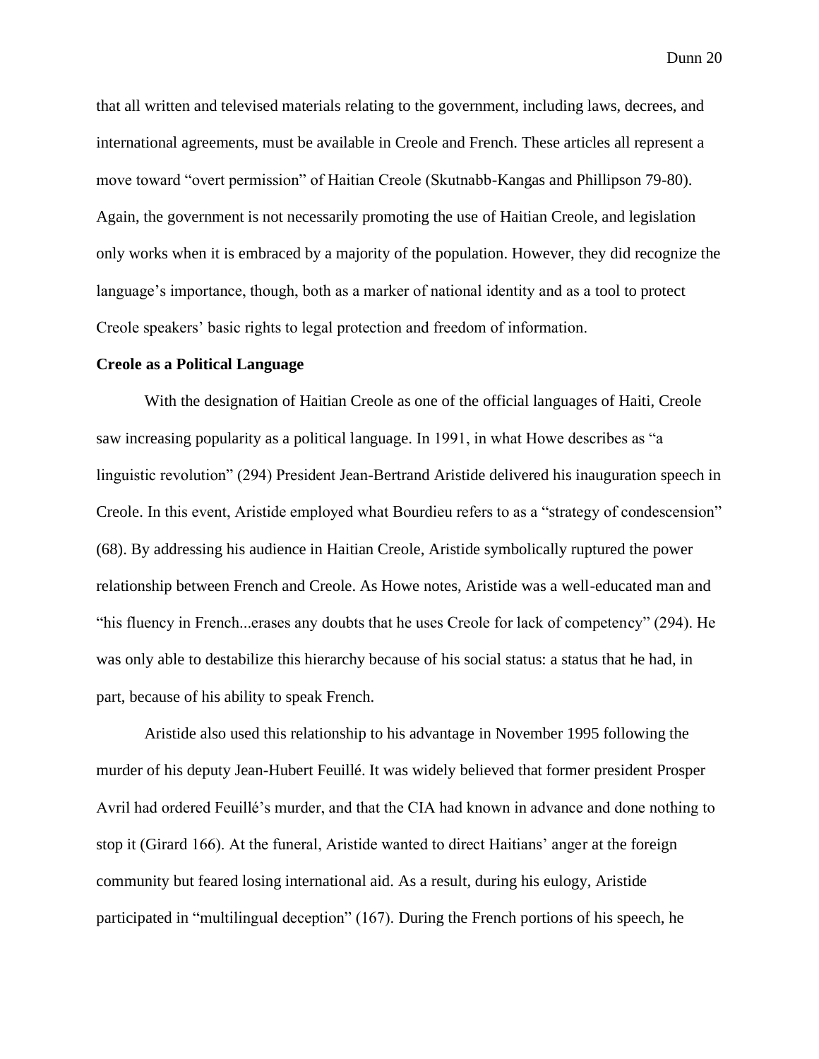that all written and televised materials relating to the government, including laws, decrees, and international agreements, must be available in Creole and French. These articles all represent a move toward "overt permission" of Haitian Creole (Skutnabb-Kangas and Phillipson 79-80). Again, the government is not necessarily promoting the use of Haitian Creole, and legislation only works when it is embraced by a majority of the population. However, they did recognize the language's importance, though, both as a marker of national identity and as a tool to protect Creole speakers' basic rights to legal protection and freedom of information.

**Creole as a Political Language**

With the designation of Haitian Creole as one of the official languages of Haiti, Creole saw increasing popularity as a political language. In 1991, in what Howe describes as "a linguistic revolution" (294) President Jean-Bertrand Aristide delivered his inauguration speech in Creole. In this event, Aristide employed what Bourdieu refers to as a "strategy of condescension" (68). By addressing his audience in Haitian Creole, Aristide symbolically ruptured the power relationship between French and Creole. As Howe notes, Aristide was a well-educated man and "his fluency in French...erases any doubts that he uses Creole for lack of competency" (294). He was only able to destabilize this hierarchy because of his social status: a status that he had, in part, because of his ability to speak French.

Aristide also used this relationship to his advantage in November 1995 following the murder of his deputy Jean-Hubert Feuillé. It was widely believed that former president Prosper Avril had ordered Feuillé's murder, and that the CIA had known in advance and done nothing to stop it (Girard 166). At the funeral, Aristide wanted to direct Haitians' anger at the foreign community but feared losing international aid. As a result, during his eulogy, Aristide participated in "multilingual deception" (167). During the French portions of his speech, he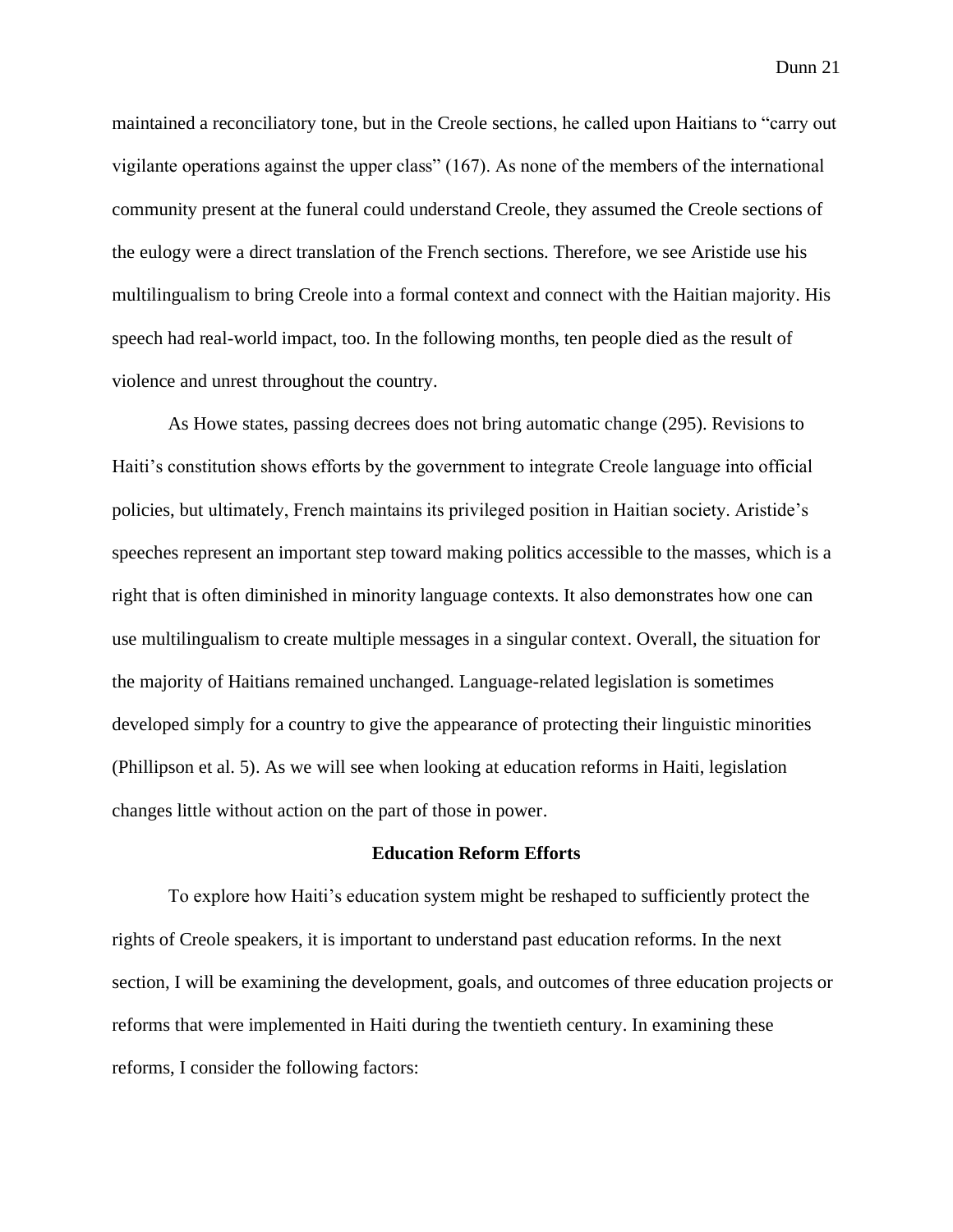maintained a reconciliatory tone, but in the Creole sections, he called upon Haitians to "carry out vigilante operations against the upper class" (167). As none of the members of the international community present at the funeral could understand Creole, they assumed the Creole sections of the eulogy were a direct translation of the French sections. Therefore, we see Aristide use his multilingualism to bring Creole into a formal context and connect with the Haitian majority. His speech had real-world impact, too. In the following months, ten people died as the result of violence and unrest throughout the country.

As Howe states, passing decrees does not bring automatic change (295). Revisions to Haiti's constitution shows efforts by the government to integrate Creole language into official policies, but ultimately, French maintains its privileged position in Haitian society. Aristide's speeches represent an important step toward making politics accessible to the masses, which is a right that is often diminished in minority language contexts. It also demonstrates how one can use multilingualism to create multiple messages in a singular context. Overall, the situation for the majority of Haitians remained unchanged. Language-related legislation is sometimes developed simply for a country to give the appearance of protecting their linguistic minorities (Phillipson et al. 5). As we will see when looking at education reforms in Haiti, legislation changes little without action on the part of those in power.

## Education Reform Efforts

To explore how Haiti's education system might be reshaped to sufficiently protect the rights of Creole speakers, it is important to understand past education reforms. In the next section, I will be examining the development, goals, and outcomes of three education projects or reforms that were implemented in Haiti during the twentieth century. In examining these reforms, I consider the following factors: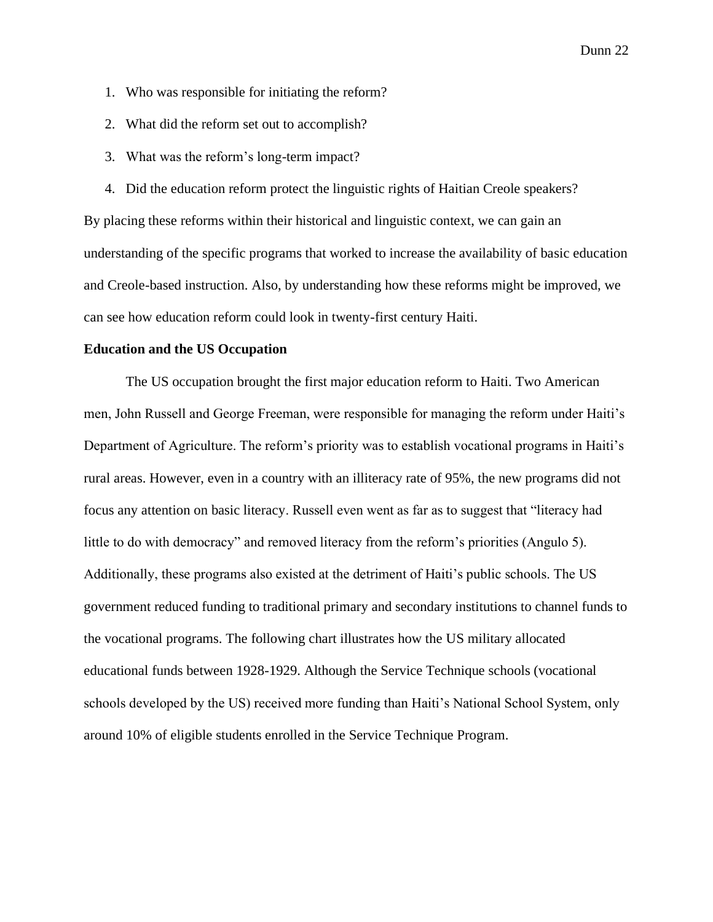1. Who was responsible for initiating the reform?
2. What did the reform set out to accomplish?
3. What was the reform's long-term impact?
4. Did the education reform protect the linguistic rights of Haitian Creole speakers?

By placing these reforms within their historical and linguistic context, we can gain an understanding of the specific programs that worked to increase the availability of basic education and Creole-based instruction. Also, by understanding how these reforms might be improved, we can see how education reform could look in twenty-first century Haiti.

**Education and the US Occupation**

The US occupation brought the first major education reform to Haiti. Two American men, John Russell and George Freeman, were responsible for managing the reform under Haiti's Department of Agriculture. The reform's priority was to establish vocational programs in Haiti's rural areas. However, even in a country with an illiteracy rate of 95%, the new programs did not focus any attention on basic literacy. Russell even went as far as to suggest that "literacy had little to do with democracy" and removed literacy from the reform's priorities (Angulo 5). Additionally, these programs also existed at the detriment of Haiti's public schools. The US government reduced funding to traditional primary and secondary institutions to channel funds to the vocational programs. The following chart illustrates how the US military allocated educational funds between 1928-1929. Although the Service Technique schools (vocational schools developed by the US) received more funding than Haiti's National School System, only around 10% of eligible students enrolled in the Service Technique Program.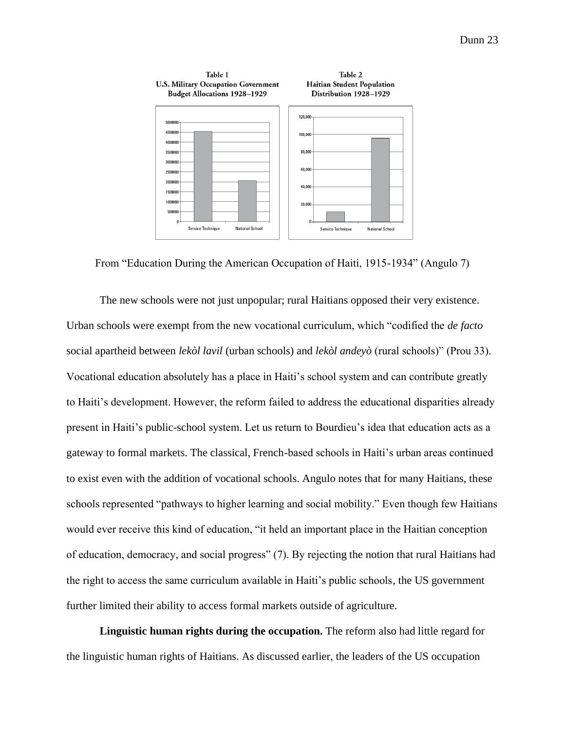**Table 1**
**U.S. Military Occupation Government Budget Allocations 1928–1929**

**Table 2**
**Haitian Student Population Distribution 1928–1929**

From "Education During the American Occupation of Haiti, 1915-1934" (Angulo 7)

The new schools were not just unpopular; rural Haitians opposed their very existence. Urban schools were exempt from the new vocational curriculum, which "codified the *de facto* social apartheid between *lekòl lavil* (urban schools) and *lekòl andeyò* (rural schools)" (Prou 33). Vocational education absolutely has a place in Haiti's school system and can contribute greatly to Haiti's development. However, the reform failed to address the educational disparities already present in Haiti's public-school system. Let us return to Bourdieu's idea that education acts as a gateway to formal markets. The classical, French-based schools in Haiti's urban areas continued to exist even with the addition of vocational schools. Angulo notes that for many Haitians, these schools represented "pathways to higher learning and social mobility." Even though few Haitians would ever receive this kind of education, "it held an important place in the Haitian conception of education, democracy, and social progress" (7). By rejecting the notion that rural Haitians had the right to access the same curriculum available in Haiti's public schools, the US government further limited their ability to access formal markets outside of agriculture.

**Linguistic human rights during the occupation.** The reform also had little regard for the linguistic human rights of Haitians. As discussed earlier, the leaders of the US occupation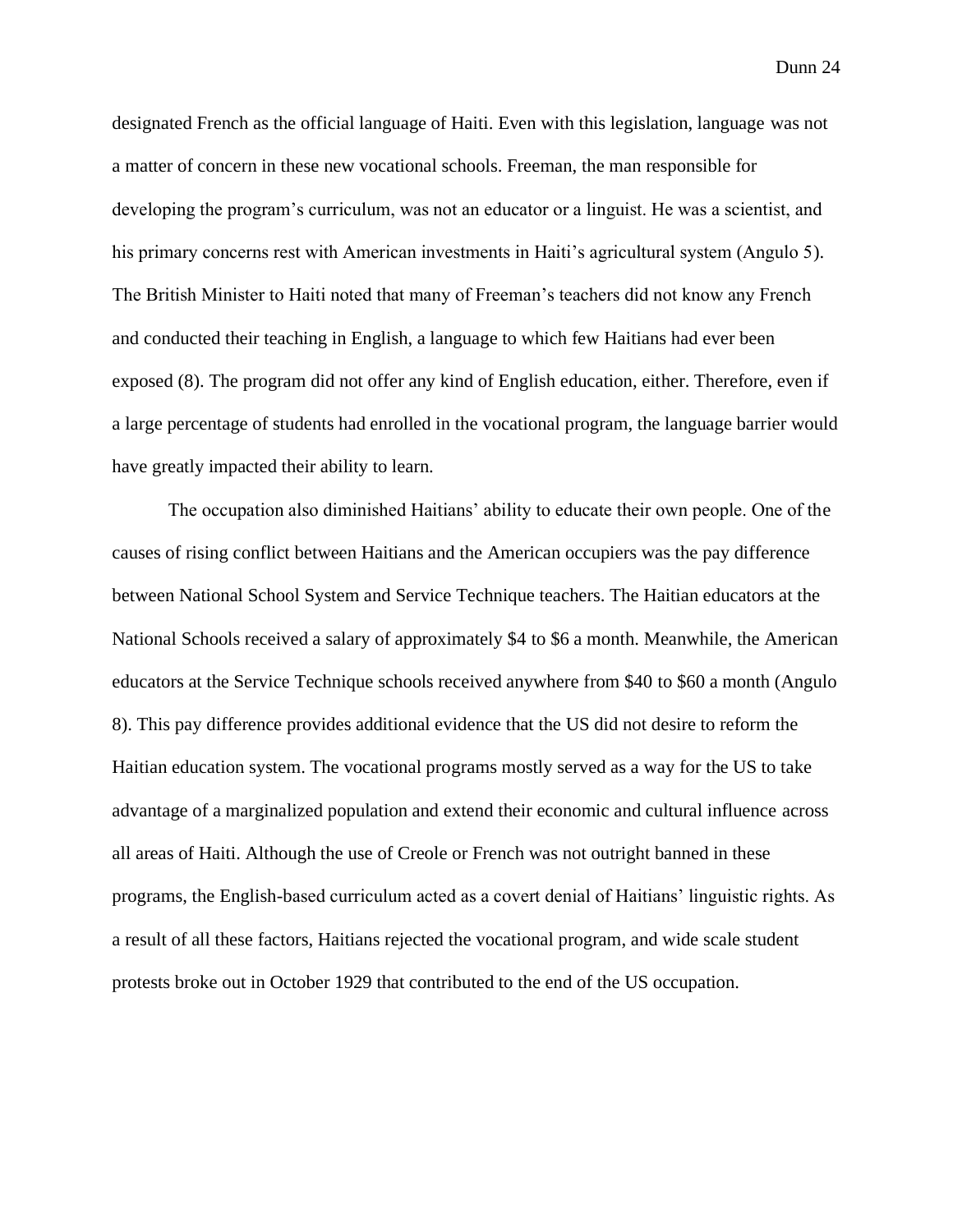designated French as the official language of Haiti. Even with this legislation, language was not a matter of concern in these new vocational schools. Freeman, the man responsible for developing the program's curriculum, was not an educator or a linguist. He was a scientist, and his primary concerns rest with American investments in Haiti's agricultural system (Angulo 5). The British Minister to Haiti noted that many of Freeman's teachers did not know any French and conducted their teaching in English, a language to which few Haitians had ever been exposed (8). The program did not offer any kind of English education, either. Therefore, even if a large percentage of students had enrolled in the vocational program, the language barrier would have greatly impacted their ability to learn.

The occupation also diminished Haitians' ability to educate their own people. One of the causes of rising conflict between Haitians and the American occupiers was the pay difference between National School System and Service Technique teachers. The Haitian educators at the National Schools received a salary of approximately $4 to $6 a month. Meanwhile, the American educators at the Service Technique schools received anywhere from $40 to $60 a month (Angulo 8). This pay difference provides additional evidence that the US did not desire to reform the Haitian education system. The vocational programs mostly served as a way for the US to take advantage of a marginalized population and extend their economic and cultural influence across all areas of Haiti. Although the use of Creole or French was not outright banned in these programs, the English-based curriculum acted as a covert denial of Haitians' linguistic rights. As a result of all these factors, Haitians rejected the vocational program, and wide scale student protests broke out in October 1929 that contributed to the end of the US occupation.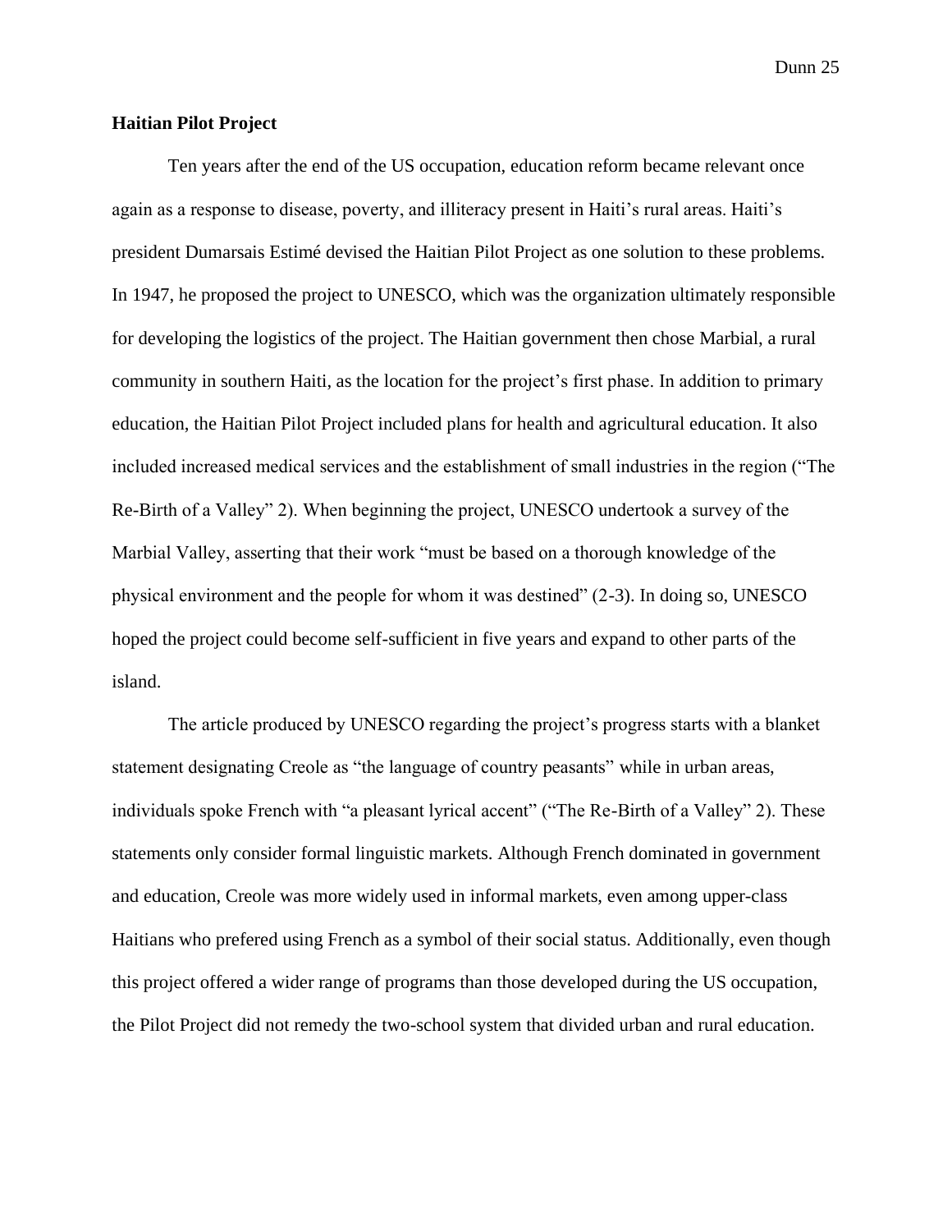**Haitian Pilot Project**

Ten years after the end of the US occupation, education reform became relevant once again as a response to disease, poverty, and illiteracy present in Haiti's rural areas. Haiti's president Dumarsais Estimé devised the Haitian Pilot Project as one solution to these problems. In 1947, he proposed the project to UNESCO, which was the organization ultimately responsible for developing the logistics of the project. The Haitian government then chose Marbial, a rural community in southern Haiti, as the location for the project's first phase. In addition to primary education, the Haitian Pilot Project included plans for health and agricultural education. It also included increased medical services and the establishment of small industries in the region ("The Re-Birth of a Valley" 2). When beginning the project, UNESCO undertook a survey of the Marbial Valley, asserting that their work "must be based on a thorough knowledge of the physical environment and the people for whom it was destined" (2-3). In doing so, UNESCO hoped the project could become self-sufficient in five years and expand to other parts of the island.

The article produced by UNESCO regarding the project's progress starts with a blanket statement designating Creole as "the language of country peasants" while in urban areas, individuals spoke French with "a pleasant lyrical accent" ("The Re-Birth of a Valley" 2). These statements only consider formal linguistic markets. Although French dominated in government and education, Creole was more widely used in informal markets, even among upper-class Haitians who prefered using French as a symbol of their social status. Additionally, even though this project offered a wider range of programs than those developed during the US occupation, the Pilot Project did not remedy the two-school system that divided urban and rural education.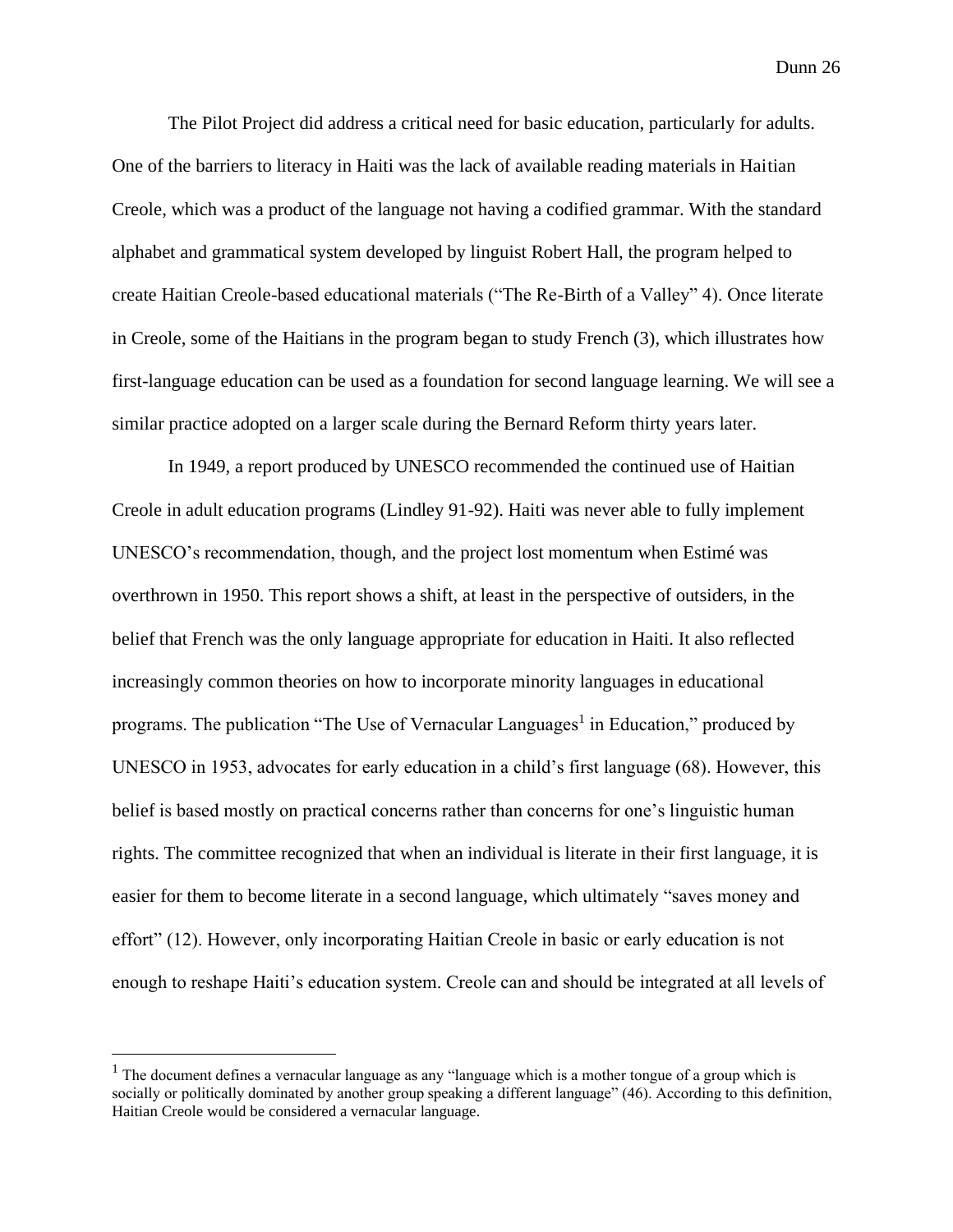The Pilot Project did address a critical need for basic education, particularly for adults. One of the barriers to literacy in Haiti was the lack of available reading materials in Haitian Creole, which was a product of the language not having a codified grammar. With the standard alphabet and grammatical system developed by linguist Robert Hall, the program helped to create Haitian Creole-based educational materials ("The Re-Birth of a Valley" 4). Once literate in Creole, some of the Haitians in the program began to study French (3), which illustrates how first-language education can be used as a foundation for second language learning. We will see a similar practice adopted on a larger scale during the Bernard Reform thirty years later.

In 1949, a report produced by UNESCO recommended the continued use of Haitian Creole in adult education programs (Lindley 91-92). Haiti was never able to fully implement UNESCO's recommendation, though, and the project lost momentum when Estimé was overthrown in 1950. This report shows a shift, at least in the perspective of outsiders, in the belief that French was the only language appropriate for education in Haiti. It also reflected increasingly common theories on how to incorporate minority languages in educational programs. The publication "The Use of Vernacular Languages[1] in Education," produced by UNESCO in 1953, advocates for early education in a child's first language (68). However, this belief is based mostly on practical concerns rather than concerns for one's linguistic human rights. The committee recognized that when an individual is literate in their first language, it is easier for them to become literate in a second language, which ultimately "saves money and effort" (12). However, only incorporating Haitian Creole in basic or early education is not enough to reshape Haiti's education system. Creole can and should be integrated at all levels of

[1] The document defines a vernacular language as any "language which is a mother tongue of a group which is socially or politically dominated by another group speaking a different language" (46). According to this definition, Haitian Creole would be considered a vernacular language.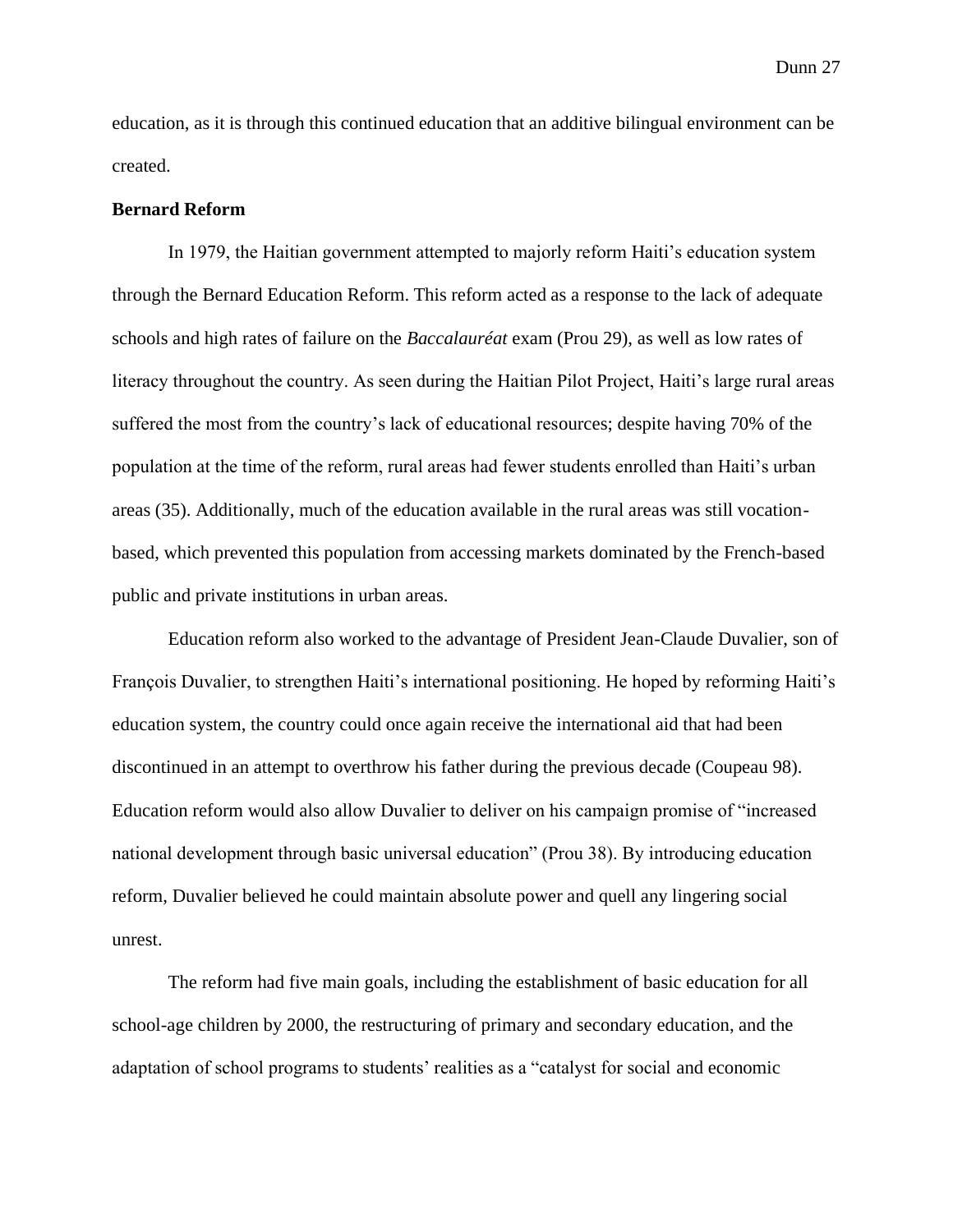education, as it is through this continued education that an additive bilingual environment can be created.

**Bernard Reform**

In 1979, the Haitian government attempted to majorly reform Haiti's education system through the Bernard Education Reform. This reform acted as a response to the lack of adequate schools and high rates of failure on the *Baccalauréat* exam (Prou 29), as well as low rates of literacy throughout the country. As seen during the Haitian Pilot Project, Haiti's large rural areas suffered the most from the country's lack of educational resources; despite having 70% of the population at the time of the reform, rural areas had fewer students enrolled than Haiti's urban areas (35). Additionally, much of the education available in the rural areas was still vocation-based, which prevented this population from accessing markets dominated by the French-based public and private institutions in urban areas.

Education reform also worked to the advantage of President Jean-Claude Duvalier, son of François Duvalier, to strengthen Haiti's international positioning. He hoped by reforming Haiti's education system, the country could once again receive the international aid that had been discontinued in an attempt to overthrow his father during the previous decade (Coupeau 98). Education reform would also allow Duvalier to deliver on his campaign promise of "increased national development through basic universal education" (Prou 38). By introducing education reform, Duvalier believed he could maintain absolute power and quell any lingering social unrest.

The reform had five main goals, including the establishment of basic education for all school-age children by 2000, the restructuring of primary and secondary education, and the adaptation of school programs to students' realities as a "catalyst for social and economic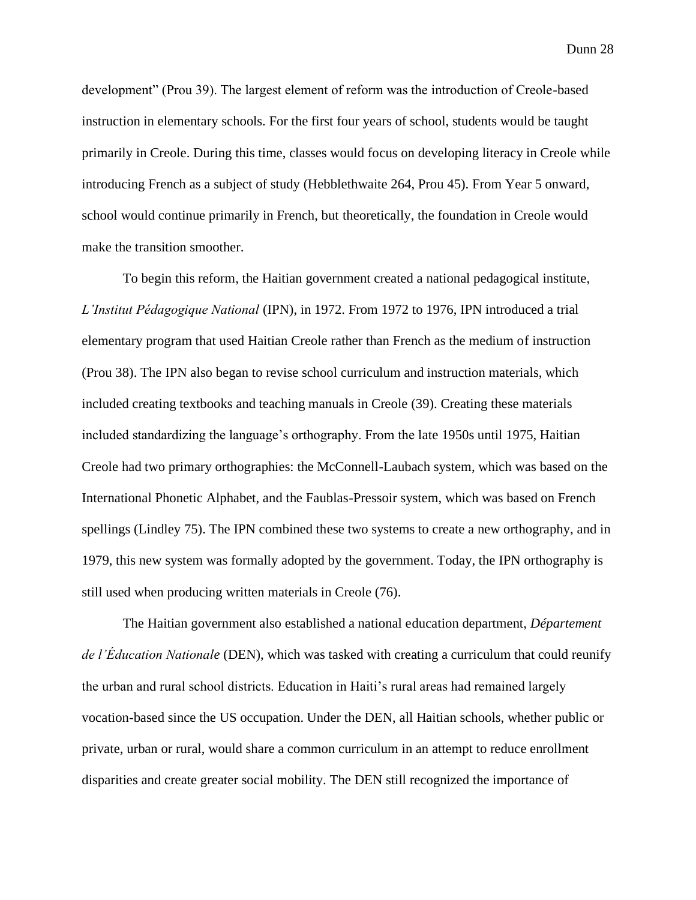development" (Prou 39). The largest element of reform was the introduction of Creole-based instruction in elementary schools. For the first four years of school, students would be taught primarily in Creole. During this time, classes would focus on developing literacy in Creole while introducing French as a subject of study (Hebblethwaite 264, Prou 45). From Year 5 onward, school would continue primarily in French, but theoretically, the foundation in Creole would make the transition smoother.

To begin this reform, the Haitian government created a national pedagogical institute, *L'Institut Pédagogique National* (IPN), in 1972. From 1972 to 1976, IPN introduced a trial elementary program that used Haitian Creole rather than French as the medium of instruction (Prou 38). The IPN also began to revise school curriculum and instruction materials, which included creating textbooks and teaching manuals in Creole (39). Creating these materials included standardizing the language's orthography. From the late 1950s until 1975, Haitian Creole had two primary orthographies: the McConnell-Laubach system, which was based on the International Phonetic Alphabet, and the Faublas-Pressoir system, which was based on French spellings (Lindley 75). The IPN combined these two systems to create a new orthography, and in 1979, this new system was formally adopted by the government. Today, the IPN orthography is still used when producing written materials in Creole (76).

The Haitian government also established a national education department, *Département de l'Éducation Nationale* (DEN), which was tasked with creating a curriculum that could reunify the urban and rural school districts. Education in Haiti's rural areas had remained largely vocation-based since the US occupation. Under the DEN, all Haitian schools, whether public or private, urban or rural, would share a common curriculum in an attempt to reduce enrollment disparities and create greater social mobility. The DEN still recognized the importance of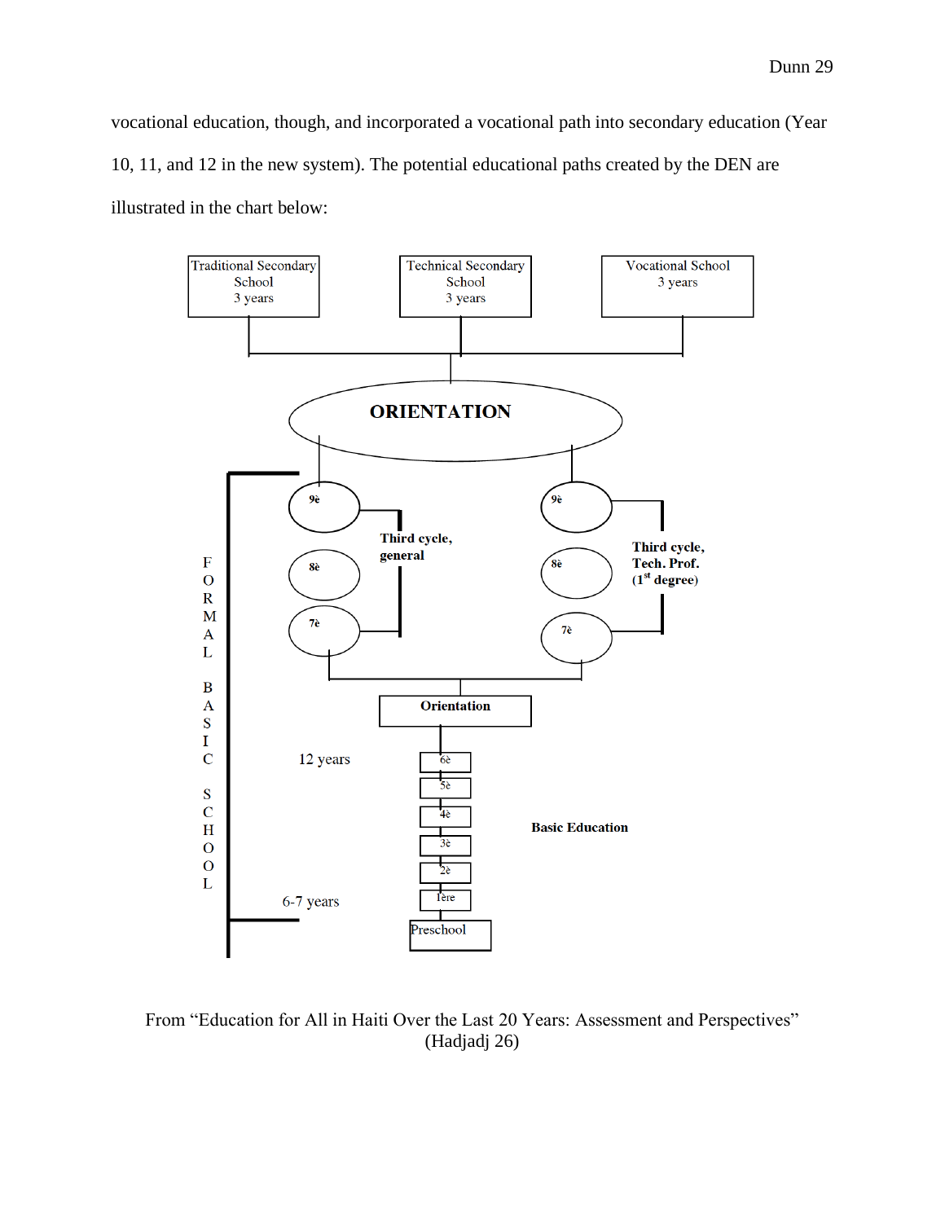vocational education, though, and incorporated a vocational path into secondary education (Year 10, 11, and 12 in the new system). The potential educational paths created by the DEN are illustrated in the chart below:

Traditional Secondary School 3 years

Technical Secondary School 3 years

Vocational School 3 years

**ORIENTATION**

**9è** **8è** **7è** **Third cycle, general**

**9è** **8è** **7è** **Third cycle, Tech. Prof. (1st degree)**

FORMAL BASIC SCHOOL

**Orientation**

12 years

6è 5è 4è 3è 2è 1ère

**Basic Education**

6-7 years

Preschool

From "Education for All in Haiti Over the Last 20 Years: Assessment and Perspectives" (Hadjadj 26)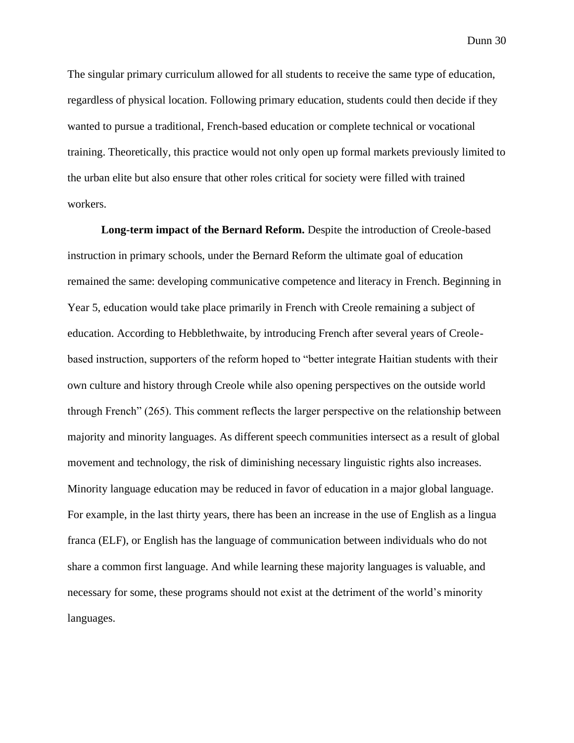The singular primary curriculum allowed for all students to receive the same type of education, regardless of physical location. Following primary education, students could then decide if they wanted to pursue a traditional, French-based education or complete technical or vocational training. Theoretically, this practice would not only open up formal markets previously limited to the urban elite but also ensure that other roles critical for society were filled with trained workers.

**Long-term impact of the Bernard Reform.** Despite the introduction of Creole-based instruction in primary schools, under the Bernard Reform the ultimate goal of education remained the same: developing communicative competence and literacy in French. Beginning in Year 5, education would take place primarily in French with Creole remaining a subject of education. According to Hebblethwaite, by introducing French after several years of Creole-based instruction, supporters of the reform hoped to "better integrate Haitian students with their own culture and history through Creole while also opening perspectives on the outside world through French" (265). This comment reflects the larger perspective on the relationship between majority and minority languages. As different speech communities intersect as a result of global movement and technology, the risk of diminishing necessary linguistic rights also increases. Minority language education may be reduced in favor of education in a major global language. For example, in the last thirty years, there has been an increase in the use of English as a lingua franca (ELF), or English has the language of communication between individuals who do not share a common first language. And while learning these majority languages is valuable, and necessary for some, these programs should not exist at the detriment of the world's minority languages.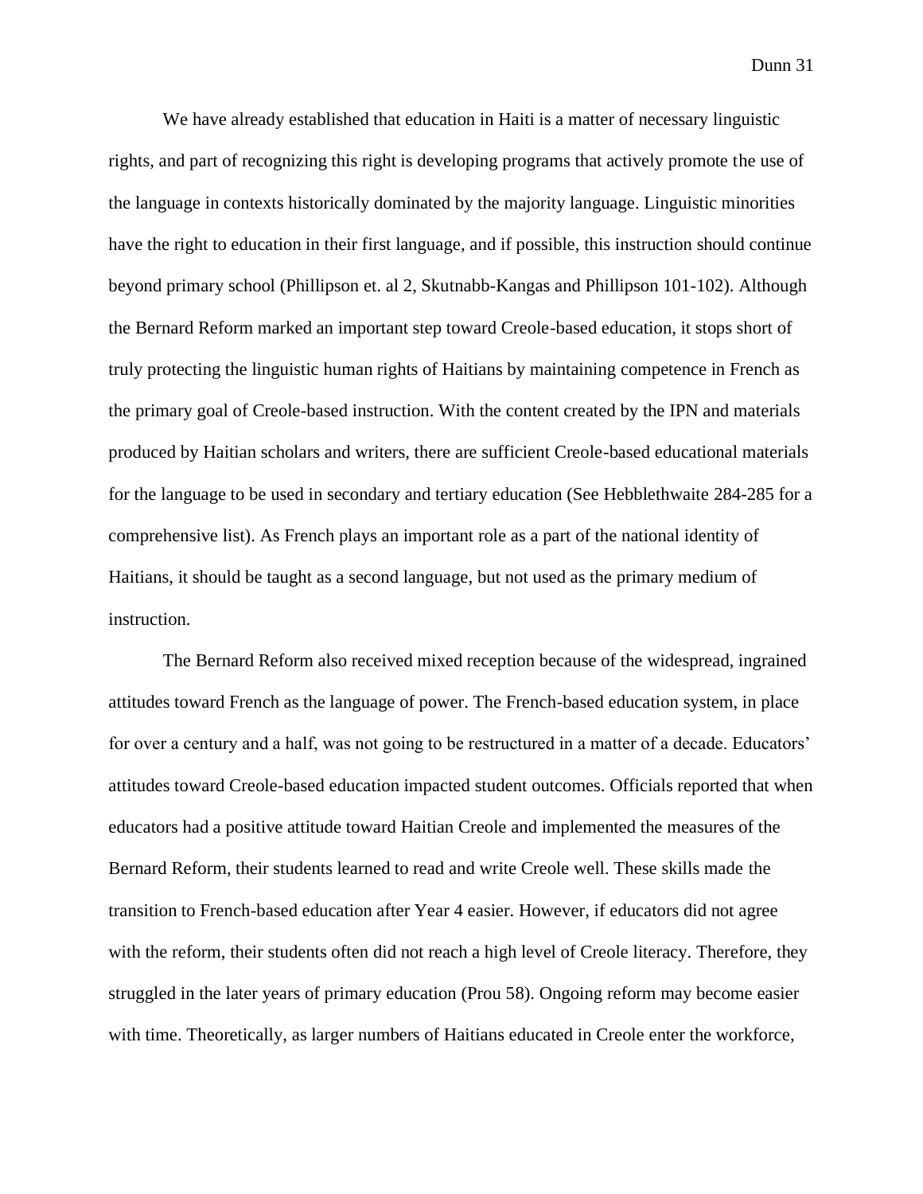We have already established that education in Haiti is a matter of necessary linguistic rights, and part of recognizing this right is developing programs that actively promote the use of the language in contexts historically dominated by the majority language. Linguistic minorities have the right to education in their first language, and if possible, this instruction should continue beyond primary school (Phillipson et. al 2, Skutnabb-Kangas and Phillipson 101-102). Although the Bernard Reform marked an important step toward Creole-based education, it stops short of truly protecting the linguistic human rights of Haitians by maintaining competence in French as the primary goal of Creole-based instruction. With the content created by the IPN and materials produced by Haitian scholars and writers, there are sufficient Creole-based educational materials for the language to be used in secondary and tertiary education (See Hebblethwaite 284-285 for a comprehensive list). As French plays an important role as a part of the national identity of Haitians, it should be taught as a second language, but not used as the primary medium of instruction.

The Bernard Reform also received mixed reception because of the widespread, ingrained attitudes toward French as the language of power. The French-based education system, in place for over a century and a half, was not going to be restructured in a matter of a decade. Educators' attitudes toward Creole-based education impacted student outcomes. Officials reported that when educators had a positive attitude toward Haitian Creole and implemented the measures of the Bernard Reform, their students learned to read and write Creole well. These skills made the transition to French-based education after Year 4 easier. However, if educators did not agree with the reform, their students often did not reach a high level of Creole literacy. Therefore, they struggled in the later years of primary education (Prou 58). Ongoing reform may become easier with time. Theoretically, as larger numbers of Haitians educated in Creole enter the workforce,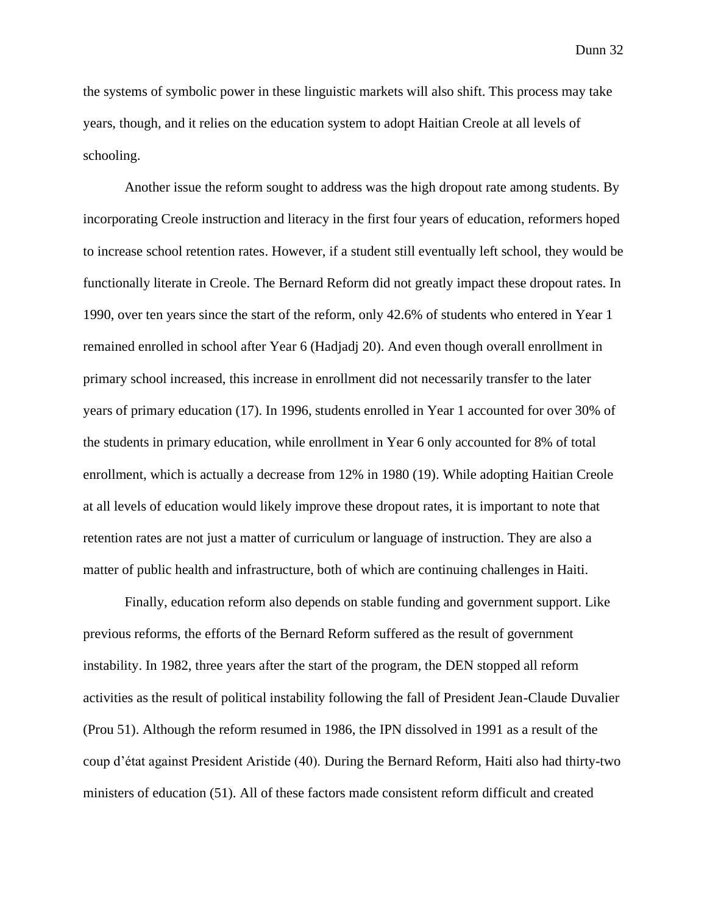the systems of symbolic power in these linguistic markets will also shift. This process may take years, though, and it relies on the education system to adopt Haitian Creole at all levels of schooling.

Another issue the reform sought to address was the high dropout rate among students. By incorporating Creole instruction and literacy in the first four years of education, reformers hoped to increase school retention rates. However, if a student still eventually left school, they would be functionally literate in Creole. The Bernard Reform did not greatly impact these dropout rates. In 1990, over ten years since the start of the reform, only 42.6% of students who entered in Year 1 remained enrolled in school after Year 6 (Hadjadj 20). And even though overall enrollment in primary school increased, this increase in enrollment did not necessarily transfer to the later years of primary education (17). In 1996, students enrolled in Year 1 accounted for over 30% of the students in primary education, while enrollment in Year 6 only accounted for 8% of total enrollment, which is actually a decrease from 12% in 1980 (19). While adopting Haitian Creole at all levels of education would likely improve these dropout rates, it is important to note that retention rates are not just a matter of curriculum or language of instruction. They are also a matter of public health and infrastructure, both of which are continuing challenges in Haiti.

Finally, education reform also depends on stable funding and government support. Like previous reforms, the efforts of the Bernard Reform suffered as the result of government instability. In 1982, three years after the start of the program, the DEN stopped all reform activities as the result of political instability following the fall of President Jean-Claude Duvalier (Prou 51). Although the reform resumed in 1986, the IPN dissolved in 1991 as a result of the coup d'état against President Aristide (40). During the Bernard Reform, Haiti also had thirty-two ministers of education (51). All of these factors made consistent reform difficult and created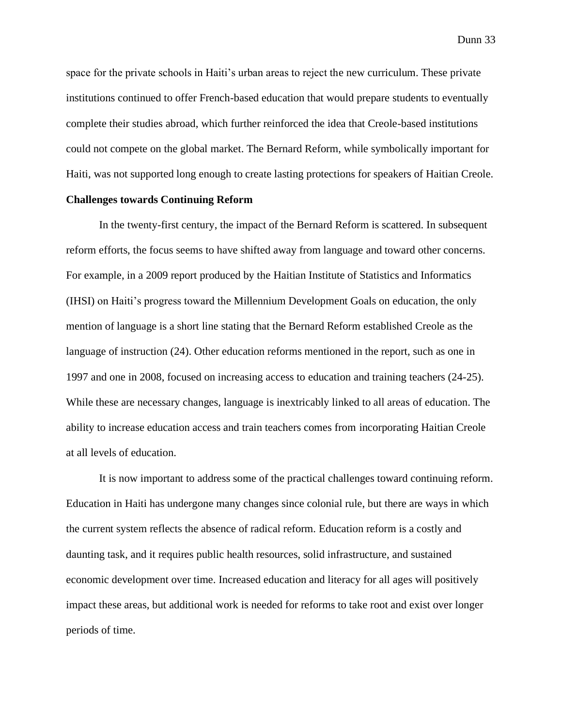space for the private schools in Haiti's urban areas to reject the new curriculum. These private institutions continued to offer French-based education that would prepare students to eventually complete their studies abroad, which further reinforced the idea that Creole-based institutions could not compete on the global market. The Bernard Reform, while symbolically important for Haiti, was not supported long enough to create lasting protections for speakers of Haitian Creole.

**Challenges towards Continuing Reform**

In the twenty-first century, the impact of the Bernard Reform is scattered. In subsequent reform efforts, the focus seems to have shifted away from language and toward other concerns. For example, in a 2009 report produced by the Haitian Institute of Statistics and Informatics (IHSI) on Haiti's progress toward the Millennium Development Goals on education, the only mention of language is a short line stating that the Bernard Reform established Creole as the language of instruction (24). Other education reforms mentioned in the report, such as one in 1997 and one in 2008, focused on increasing access to education and training teachers (24-25). While these are necessary changes, language is inextricably linked to all areas of education. The ability to increase education access and train teachers comes from incorporating Haitian Creole at all levels of education.

It is now important to address some of the practical challenges toward continuing reform. Education in Haiti has undergone many changes since colonial rule, but there are ways in which the current system reflects the absence of radical reform. Education reform is a costly and daunting task, and it requires public health resources, solid infrastructure, and sustained economic development over time. Increased education and literacy for all ages will positively impact these areas, but additional work is needed for reforms to take root and exist over longer periods of time.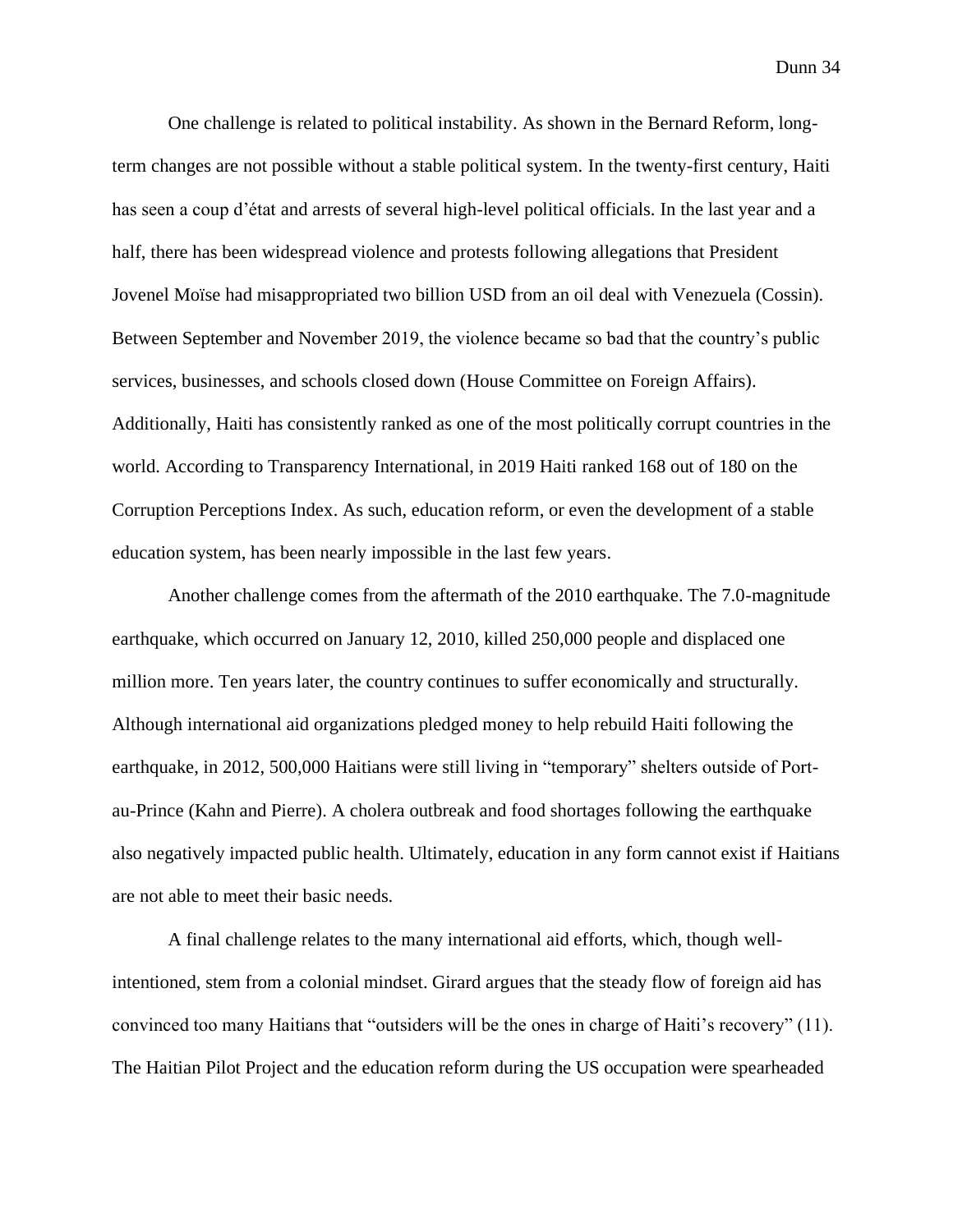One challenge is related to political instability. As shown in the Bernard Reform, long-term changes are not possible without a stable political system. In the twenty-first century, Haiti has seen a coup d'état and arrests of several high-level political officials. In the last year and a half, there has been widespread violence and protests following allegations that President Jovenel Moïse had misappropriated two billion USD from an oil deal with Venezuela (Cossin). Between September and November 2019, the violence became so bad that the country's public services, businesses, and schools closed down (House Committee on Foreign Affairs). Additionally, Haiti has consistently ranked as one of the most politically corrupt countries in the world. According to Transparency International, in 2019 Haiti ranked 168 out of 180 on the Corruption Perceptions Index. As such, education reform, or even the development of a stable education system, has been nearly impossible in the last few years.

Another challenge comes from the aftermath of the 2010 earthquake. The 7.0-magnitude earthquake, which occurred on January 12, 2010, killed 250,000 people and displaced one million more. Ten years later, the country continues to suffer economically and structurally. Although international aid organizations pledged money to help rebuild Haiti following the earthquake, in 2012, 500,000 Haitians were still living in "temporary" shelters outside of Port-au-Prince (Kahn and Pierre). A cholera outbreak and food shortages following the earthquake also negatively impacted public health. Ultimately, education in any form cannot exist if Haitians are not able to meet their basic needs.

A final challenge relates to the many international aid efforts, which, though well-intentioned, stem from a colonial mindset. Girard argues that the steady flow of foreign aid has convinced too many Haitians that "outsiders will be the ones in charge of Haiti's recovery" (11). The Haitian Pilot Project and the education reform during the US occupation were spearheaded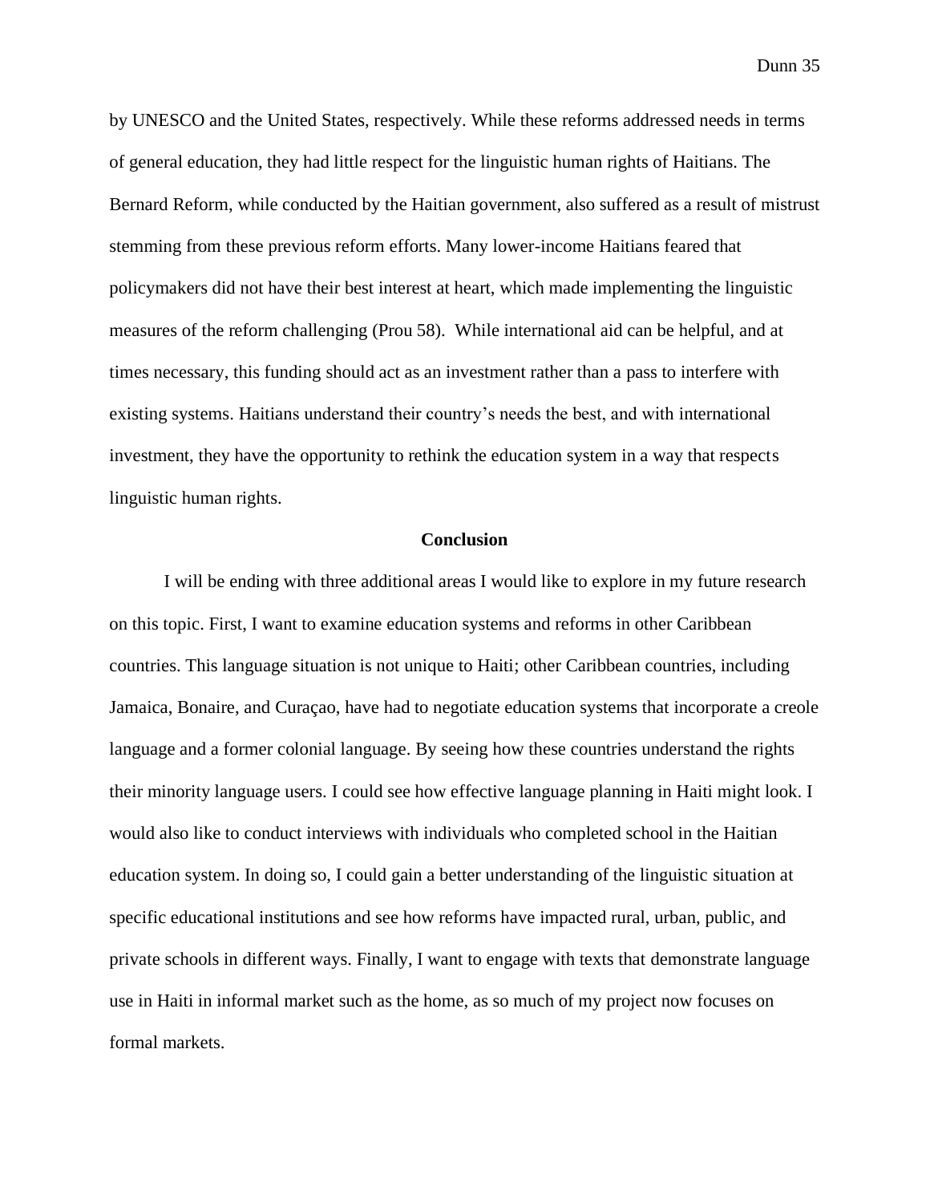by UNESCO and the United States, respectively. While these reforms addressed needs in terms of general education, they had little respect for the linguistic human rights of Haitians. The Bernard Reform, while conducted by the Haitian government, also suffered as a result of mistrust stemming from these previous reform efforts. Many lower-income Haitians feared that policymakers did not have their best interest at heart, which made implementing the linguistic measures of the reform challenging (Prou 58). While international aid can be helpful, and at times necessary, this funding should act as an investment rather than a pass to interfere with existing systems. Haitians understand their country's needs the best, and with international investment, they have the opportunity to rethink the education system in a way that respects linguistic human rights.

## Conclusion

I will be ending with three additional areas I would like to explore in my future research on this topic. First, I want to examine education systems and reforms in other Caribbean countries. This language situation is not unique to Haiti; other Caribbean countries, including Jamaica, Bonaire, and Curaçao, have had to negotiate education systems that incorporate a creole language and a former colonial language. By seeing how these countries understand the rights their minority language users. I could see how effective language planning in Haiti might look. I would also like to conduct interviews with individuals who completed school in the Haitian education system. In doing so, I could gain a better understanding of the linguistic situation at specific educational institutions and see how reforms have impacted rural, urban, public, and private schools in different ways. Finally, I want to engage with texts that demonstrate language use in Haiti in informal market such as the home, as so much of my project now focuses on formal markets.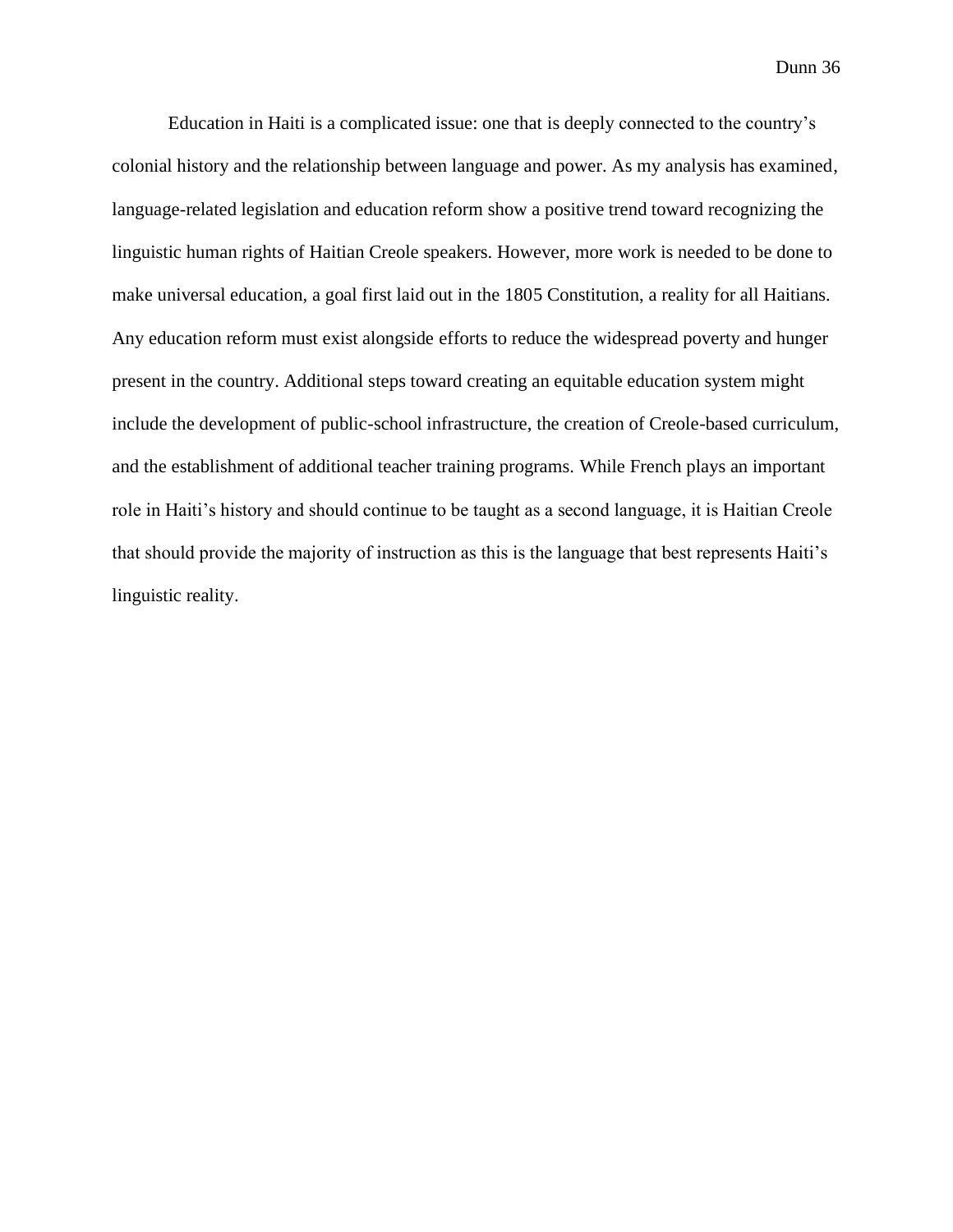Education in Haiti is a complicated issue: one that is deeply connected to the country's colonial history and the relationship between language and power. As my analysis has examined, language-related legislation and education reform show a positive trend toward recognizing the linguistic human rights of Haitian Creole speakers. However, more work is needed to be done to make universal education, a goal first laid out in the 1805 Constitution, a reality for all Haitians. Any education reform must exist alongside efforts to reduce the widespread poverty and hunger present in the country. Additional steps toward creating an equitable education system might include the development of public-school infrastructure, the creation of Creole-based curriculum, and the establishment of additional teacher training programs. While French plays an important role in Haiti's history and should continue to be taught as a second language, it is Haitian Creole that should provide the majority of instruction as this is the language that best represents Haiti's linguistic reality.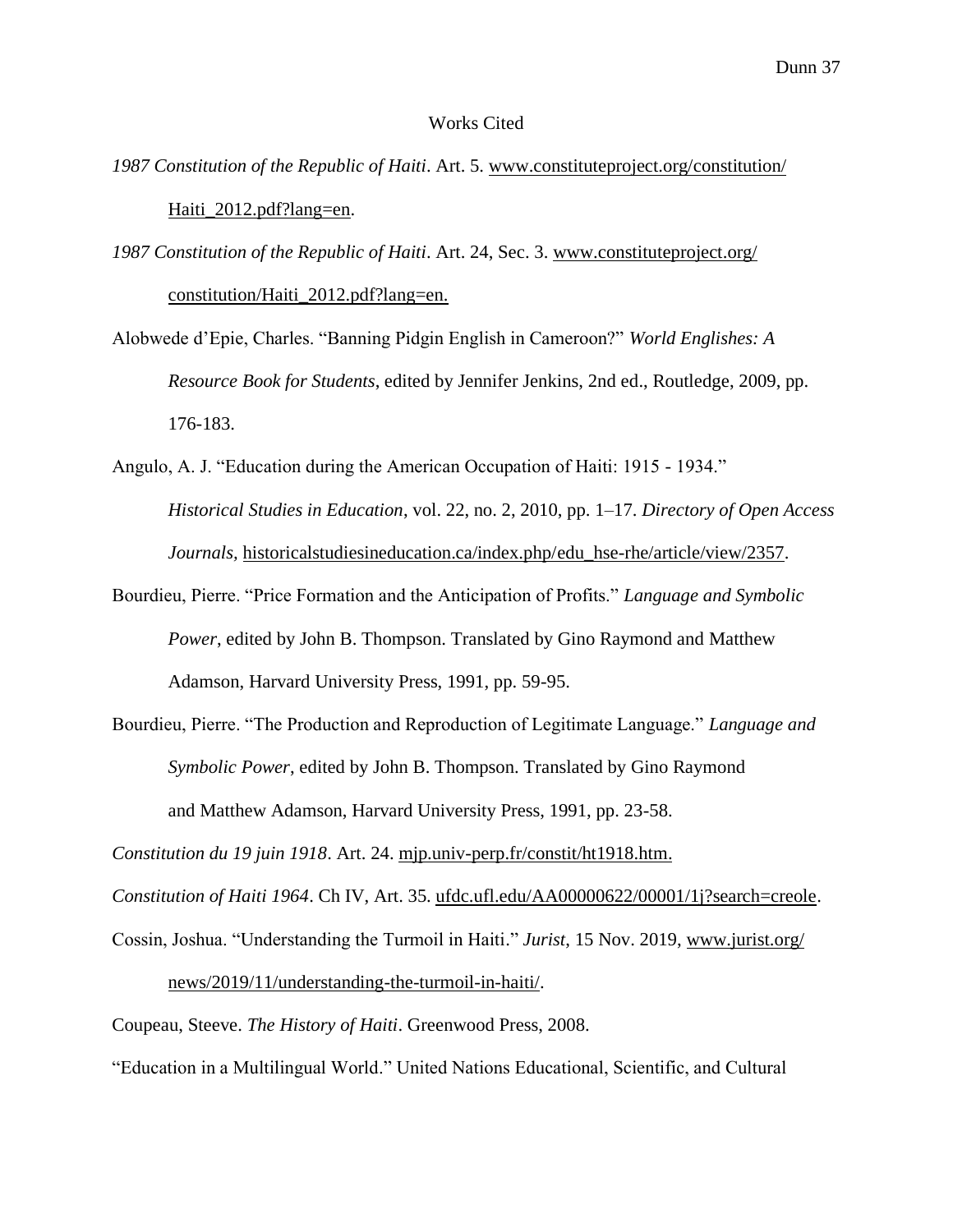# Works Cited

*1987 Constitution of the Republic of Haiti*. Art. 5. www.constituteproject.org/constitution/Haiti_2012.pdf?lang=en.

*1987 Constitution of the Republic of Haiti*. Art. 24, Sec. 3. www.constituteproject.org/constitution/Haiti_2012.pdf?lang=en.

Alobwede d'Epie, Charles. "Banning Pidgin English in Cameroon?" *World Englishes: A Resource Book for Students*, edited by Jennifer Jenkins, 2nd ed., Routledge, 2009, pp. 176-183.

Angulo, A. J. "Education during the American Occupation of Haiti: 1915 - 1934." *Historical Studies in Education*, vol. 22, no. 2, 2010, pp. 1–17. *Directory of Open Access Journals*, historicalstudiesineducation.ca/index.php/edu_hse-rhe/article/view/2357.

Bourdieu, Pierre. "Price Formation and the Anticipation of Profits." *Language and Symbolic Power*, edited by John B. Thompson. Translated by Gino Raymond and Matthew Adamson, Harvard University Press, 1991, pp. 59-95.

Bourdieu, Pierre. "The Production and Reproduction of Legitimate Language." *Language and Symbolic Power*, edited by John B. Thompson. Translated by Gino Raymond and Matthew Adamson, Harvard University Press, 1991, pp. 23-58.

*Constitution du 19 juin 1918*. Art. 24. mjp.univ-perp.fr/constit/ht1918.htm.

*Constitution of Haiti 1964*. Ch IV, Art. 35. ufdc.ufl.edu/AA00000622/00001/1j?search=creole.

Cossin, Joshua. "Understanding the Turmoil in Haiti." *Jurist*, 15 Nov. 2019, www.jurist.org/news/2019/11/understanding-the-turmoil-in-haiti/.

Coupeau, Steeve. *The History of Haiti*. Greenwood Press, 2008.

"Education in a Multilingual World." United Nations Educational, Scientific, and Cultural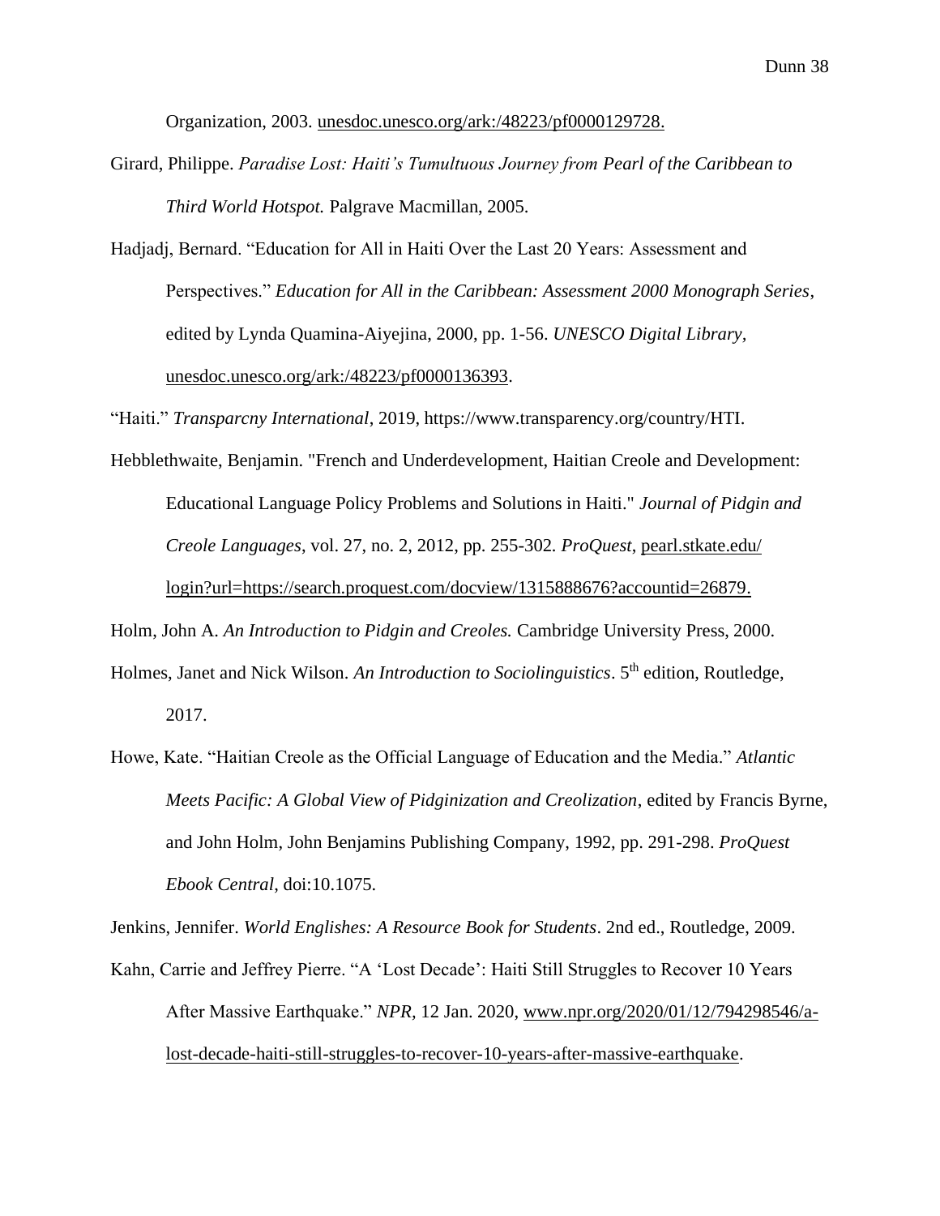Organization, 2003. unesdoc.unesco.org/ark:/48223/pf0000129728.

Girard, Philippe. *Paradise Lost: Haiti's Tumultuous Journey from Pearl of the Caribbean to Third World Hotspot.* Palgrave Macmillan, 2005.

Hadjadj, Bernard. "Education for All in Haiti Over the Last 20 Years: Assessment and Perspectives." *Education for All in the Caribbean: Assessment 2000 Monograph Series*, edited by Lynda Quamina-Aiyejina, 2000, pp. 1-56. *UNESCO Digital Library*, unesdoc.unesco.org/ark:/48223/pf0000136393.

"Haiti." *Transparcny International*, 2019, https://www.transparency.org/country/HTI.

Hebblethwaite, Benjamin. "French and Underdevelopment, Haitian Creole and Development: Educational Language Policy Problems and Solutions in Haiti." *Journal of Pidgin and Creole Languages*, vol. 27, no. 2, 2012, pp. 255-302. *ProQuest*, pearl.stkate.edu/login?url=https://search.proquest.com/docview/1315888676?accountid=26879.

Holm, John A. *An Introduction to Pidgin and Creoles.* Cambridge University Press, 2000.

Holmes, Janet and Nick Wilson. *An Introduction to Sociolinguistics*. 5th edition, Routledge, 2017.

Howe, Kate. "Haitian Creole as the Official Language of Education and the Media." *Atlantic Meets Pacific: A Global View of Pidginization and Creolization*, edited by Francis Byrne, and John Holm, John Benjamins Publishing Company, 1992, pp. 291-298. *ProQuest Ebook Central*, doi:10.1075.

Jenkins, Jennifer. *World Englishes: A Resource Book for Students*. 2nd ed., Routledge, 2009.

Kahn, Carrie and Jeffrey Pierre. "A 'Lost Decade': Haiti Still Struggles to Recover 10 Years After Massive Earthquake." *NPR*, 12 Jan. 2020, www.npr.org/2020/01/12/794298546/a-lost-decade-haiti-still-struggles-to-recover-10-years-after-massive-earthquake.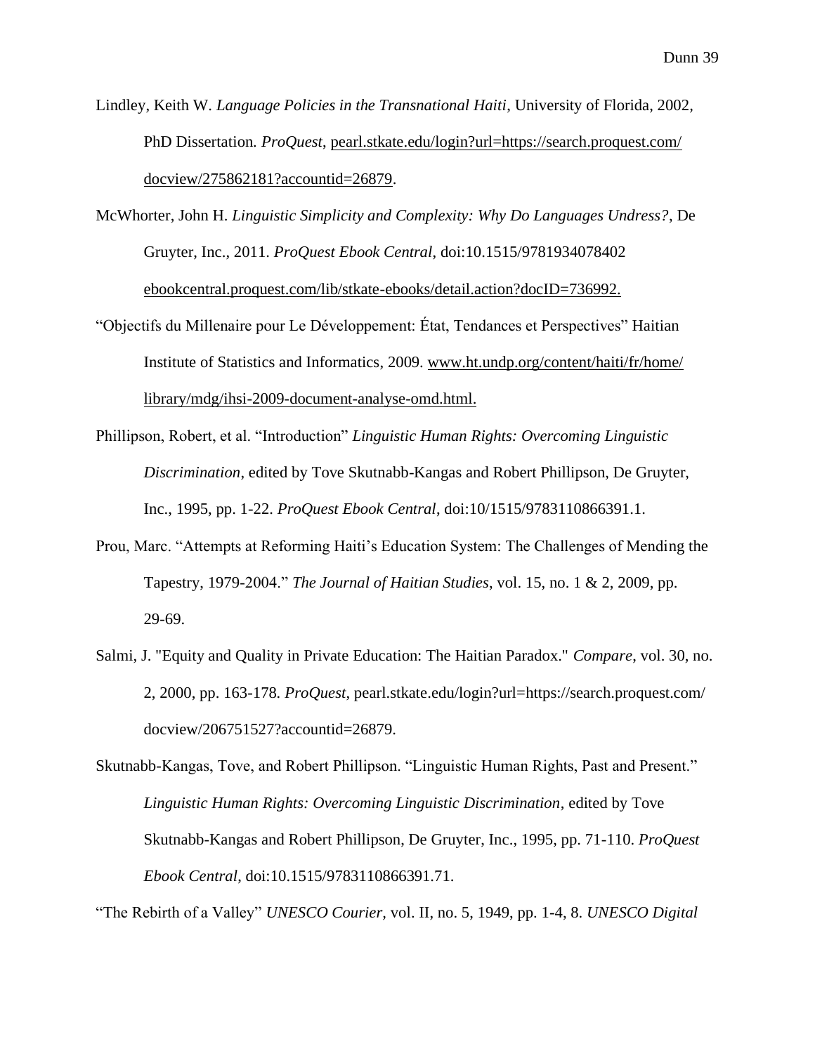Lindley, Keith W. *Language Policies in the Transnational Haiti*, University of Florida, 2002, PhD Dissertation. *ProQuest*, pearl.stkate.edu/login?url=https://search.proquest.com/docview/275862181?accountid=26879.

McWhorter, John H. *Linguistic Simplicity and Complexity: Why Do Languages Undress?*, De Gruyter, Inc., 2011. *ProQuest Ebook Central*, doi:10.1515/9781934078402 ebookcentral.proquest.com/lib/stkate-ebooks/detail.action?docID=736992.

"Objectifs du Millenaire pour Le Développement: État, Tendances et Perspectives" Haitian Institute of Statistics and Informatics, 2009. www.ht.undp.org/content/haiti/fr/home/library/mdg/ihsi-2009-document-analyse-omd.html.

Phillipson, Robert, et al. "Introduction" *Linguistic Human Rights: Overcoming Linguistic Discrimination*, edited by Tove Skutnabb-Kangas and Robert Phillipson, De Gruyter, Inc., 1995, pp. 1-22. *ProQuest Ebook Central*, doi:10/1515/9783110866391.1.

Prou, Marc. "Attempts at Reforming Haiti's Education System: The Challenges of Mending the Tapestry, 1979-2004." *The Journal of Haitian Studies*, vol. 15, no. 1 & 2, 2009, pp. 29-69.

Salmi, J. "Equity and Quality in Private Education: The Haitian Paradox." *Compare*, vol. 30, no. 2, 2000, pp. 163-178. *ProQuest*, pearl.stkate.edu/login?url=https://search.proquest.com/docview/206751527?accountid=26879.

Skutnabb-Kangas, Tove, and Robert Phillipson. "Linguistic Human Rights, Past and Present." *Linguistic Human Rights: Overcoming Linguistic Discrimination*, edited by Tove Skutnabb-Kangas and Robert Phillipson, De Gruyter, Inc., 1995, pp. 71-110. *ProQuest Ebook Central*, doi:10.1515/9783110866391.71.

"The Rebirth of a Valley" *UNESCO Courier*, vol. II, no. 5, 1949, pp. 1-4, 8. *UNESCO Digital*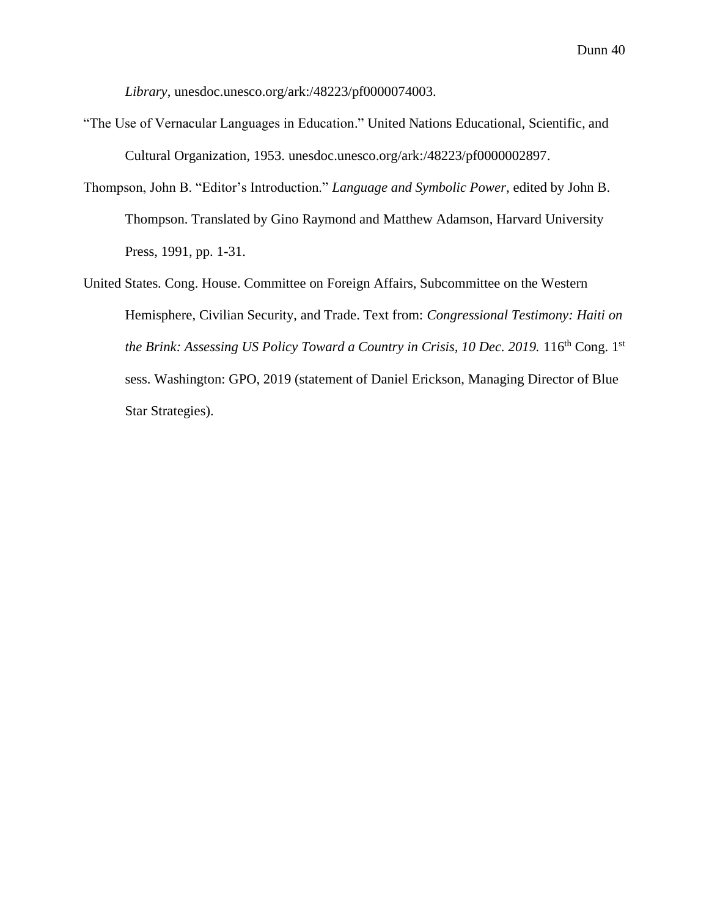*Library*, unesdoc.unesco.org/ark:/48223/pf0000074003.

"The Use of Vernacular Languages in Education." United Nations Educational, Scientific, and Cultural Organization, 1953. unesdoc.unesco.org/ark:/48223/pf0000002897.

Thompson, John B. "Editor's Introduction." *Language and Symbolic Power,* edited by John B. Thompson. Translated by Gino Raymond and Matthew Adamson, Harvard University Press, 1991, pp. 1-31.

United States. Cong. House. Committee on Foreign Affairs, Subcommittee on the Western Hemisphere, Civilian Security, and Trade. Text from: *Congressional Testimony: Haiti on the Brink: Assessing US Policy Toward a Country in Crisis, 10 Dec. 2019.* 116th Cong. 1st sess. Washington: GPO, 2019 (statement of Daniel Erickson, Managing Director of Blue Star Strategies).